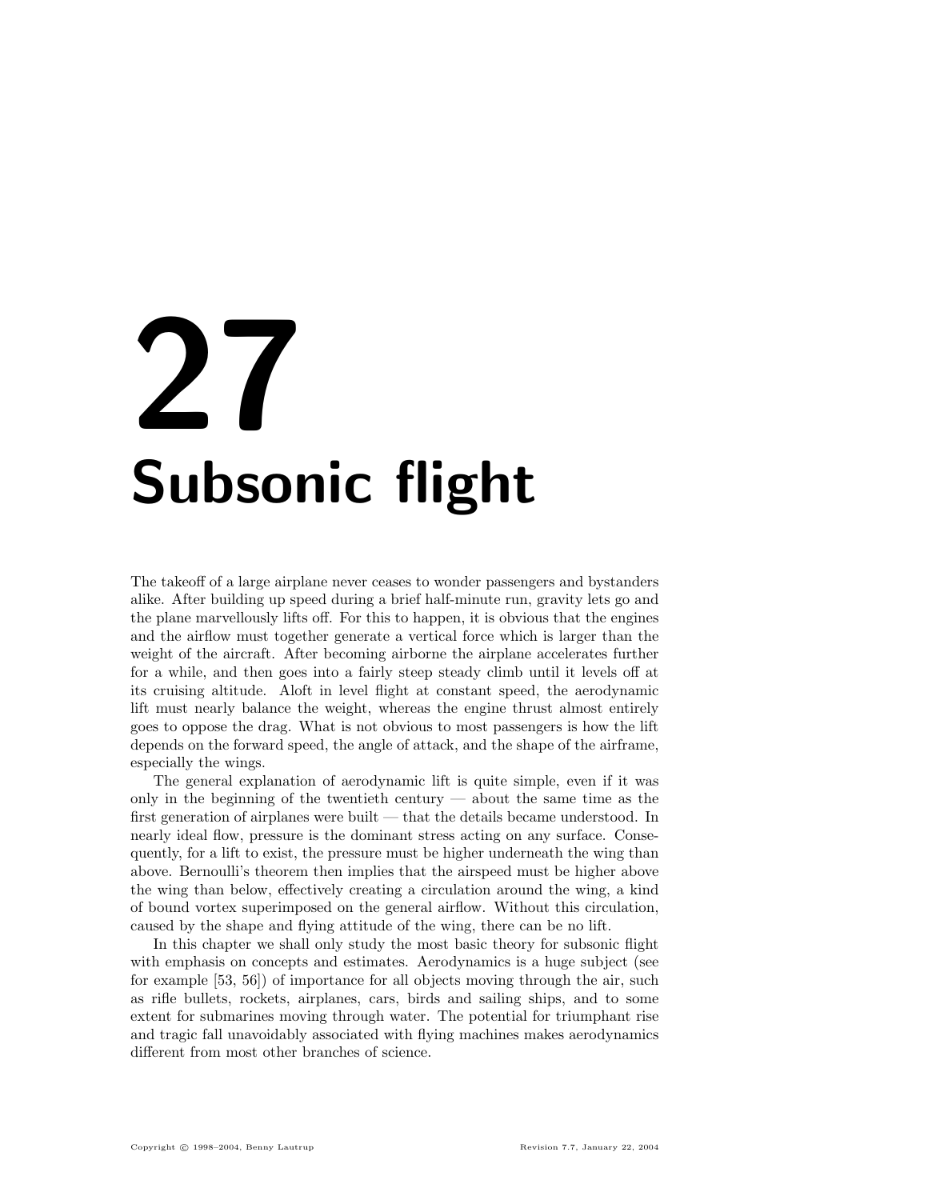# 27 Subsonic flight

The takeoff of a large airplane never ceases to wonder passengers and bystanders alike. After building up speed during a brief half-minute run, gravity lets go and the plane marvellously lifts off. For this to happen, it is obvious that the engines and the airflow must together generate a vertical force which is larger than the weight of the aircraft. After becoming airborne the airplane accelerates further for a while, and then goes into a fairly steep steady climb until it levels off at its cruising altitude. Aloft in level flight at constant speed, the aerodynamic lift must nearly balance the weight, whereas the engine thrust almost entirely goes to oppose the drag. What is not obvious to most passengers is how the lift depends on the forward speed, the angle of attack, and the shape of the airframe, especially the wings.

The general explanation of aerodynamic lift is quite simple, even if it was only in the beginning of the twentieth century — about the same time as the first generation of airplanes were built — that the details became understood. In nearly ideal flow, pressure is the dominant stress acting on any surface. Consequently, for a lift to exist, the pressure must be higher underneath the wing than above. Bernoulli's theorem then implies that the airspeed must be higher above the wing than below, effectively creating a circulation around the wing, a kind of bound vortex superimposed on the general airflow. Without this circulation, caused by the shape and flying attitude of the wing, there can be no lift.

In this chapter we shall only study the most basic theory for subsonic flight with emphasis on concepts and estimates. Aerodynamics is a huge subject (see for example [53, 56]) of importance for all objects moving through the air, such as rifle bullets, rockets, airplanes, cars, birds and sailing ships, and to some extent for submarines moving through water. The potential for triumphant rise and tragic fall unavoidably associated with flying machines makes aerodynamics different from most other branches of science.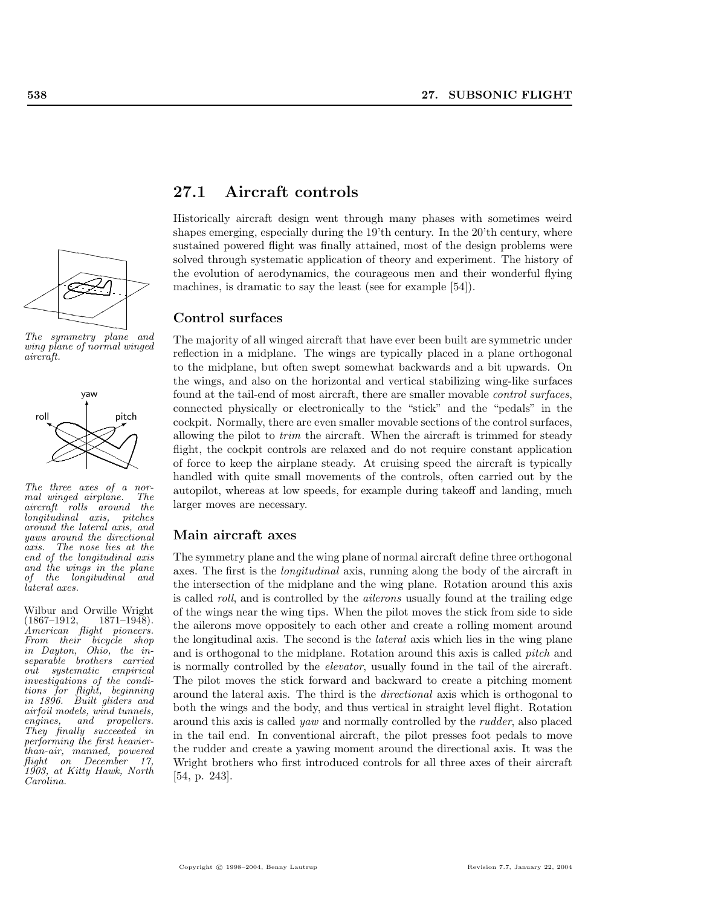## 27.1 Aircraft controls

Historically aircraft design went through many phases with sometimes weird shapes emerging, especially during the 19'th century. In the 20'th century, where sustained powered flight was finally attained, most of the design problems were solved through systematic application of theory and experiment. The history of the evolution of aerodynamics, the courageous men and their wonderful flying machines, is dramatic to say the least (see for example [54]).

*The symmetry plane and wing plane of normal winged aircraft.*

yaw

roll

pitch

*The three axes of a normal winged airplane. The aircraft rolls around the longitudinal axis, pitches around the lateral axis, and yaws around the directional axis. The nose lies at the end of the longitudinal axis and the wings in the plane of the longitudinal and lateral axes.*

*Wilbur and Orwille Wright (1867–1912, 1871–1948). American flight pioneers. From their bicycle shop in Dayton, Ohio, the inseparable brothers carried out systematic empirical investigations of the conditions for flight, beginning in 1896. Built gliders and airfoil models, wind tunnels, engines, and propellers. They finally succeeded in performing the first heavier-than-air, manned, powered flight on December 17, 1903, at Kitty Hawk, North Carolina.*

### Control surfaces

The majority of all winged aircraft that have ever been built are symmetric under reflection in a midplane. The wings are typically placed in a plane orthogonal to the midplane, but often swept somewhat backwards and a bit upwards. On the wings, and also on the horizontal and vertical stabilizing wing-like surfaces found at the tail-end of most aircraft, there are smaller movable *control surfaces*, connected physically or electronically to the "stick" and the "pedals" in the cockpit. Normally, there are even smaller movable sections of the control surfaces, allowing the pilot to *trim* the aircraft. When the aircraft is trimmed for steady flight, the cockpit controls are relaxed and do not require constant application of force to keep the airplane steady. At cruising speed the aircraft is typically handled with quite small movements of the controls, often carried out by the autopilot, whereas at low speeds, for example during takeoff and landing, much larger moves are necessary.

### Main aircraft axes

The symmetry plane and the wing plane of normal aircraft define three orthogonal axes. The first is the *longitudinal* axis, running along the body of the aircraft in the intersection of the midplane and the wing plane. Rotation around this axis is called *roll*, and is controlled by the *ailerons* usually found at the trailing edge of the wings near the wing tips. When the pilot moves the stick from side to side the ailerons move oppositely to each other and create a rolling moment around the longitudinal axis. The second is the *lateral* axis which lies in the wing plane and is orthogonal to the midplane. Rotation around this axis is called *pitch* and is normally controlled by the *elevator*, usually found in the tail of the aircraft. The pilot moves the stick forward and backward to create a pitching moment around the lateral axis. The third is the *directional* axis which is orthogonal to both the wings and the body, and thus vertical in straight level flight. Rotation around this axis is called *yaw* and normally controlled by the *rudder*, also placed in the tail end. In conventional aircraft, the pilot presses foot pedals to move the rudder and create a yawing moment around the directional axis. It was the Wright brothers who first introduced controls for all three axes of their aircraft [54, p. 243].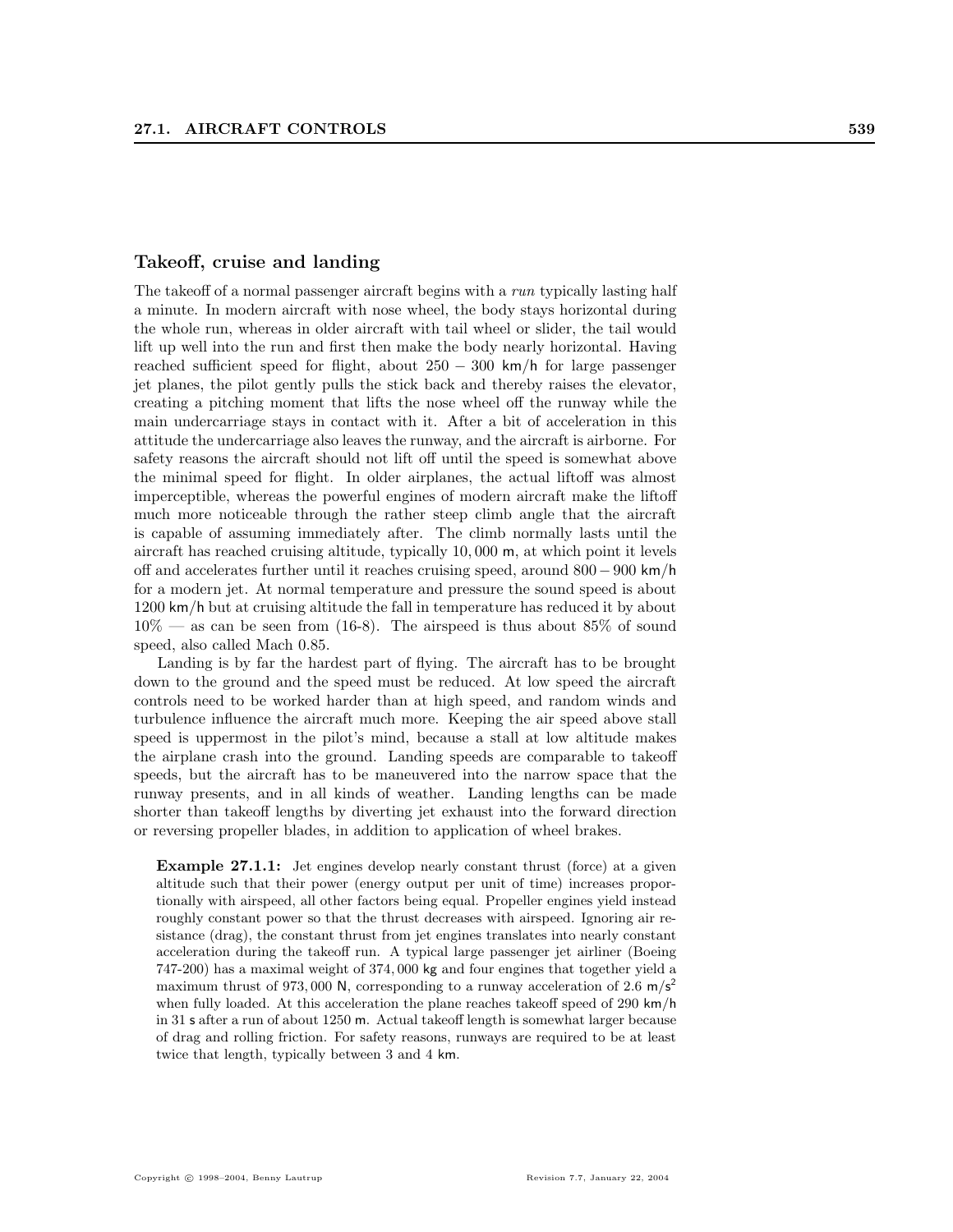## Takeoff, cruise and landing

The takeoff of a normal passenger aircraft begins with a *run* typically lasting half a minute. In modern aircraft with nose wheel, the body stays horizontal during the whole run, whereas in older aircraft with tail wheel or slider, the tail would lift up well into the run and first then make the body nearly horizontal. Having reached sufficient speed for flight, about $250 - 300$ km/h for large passenger jet planes, the pilot gently pulls the stick back and thereby raises the elevator, creating a pitching moment that lifts the nose wheel off the runway while the main undercarriage stays in contact with it. After a bit of acceleration in this attitude the undercarriage also leaves the runway, and the aircraft is airborne. For safety reasons the aircraft should not lift off until the speed is somewhat above the minimal speed for flight. In older airplanes, the actual liftoff was almost imperceptible, whereas the powerful engines of modern aircraft make the liftoff much more noticeable through the rather steep climb angle that the aircraft is capable of assuming immediately after. The climb normally lasts until the aircraft has reached cruising altitude, typically 10,000 m, at which point it levels off and accelerates further until it reaches cruising speed, around $800 - 900$ km/h for a modern jet. At normal temperature and pressure the sound speed is about 1200 km/h but at cruising altitude the fall in temperature has reduced it by about 10% — as can be seen from (16-8). The airspeed is thus about 85% of sound speed, also called Mach 0.85.

Landing is by far the hardest part of flying. The aircraft has to be brought down to the ground and the speed must be reduced. At low speed the aircraft controls need to be worked harder than at high speed, and random winds and turbulence influence the aircraft much more. Keeping the air speed above stall speed is uppermost in the pilot's mind, because a stall at low altitude makes the airplane crash into the ground. Landing speeds are comparable to takeoff speeds, but the aircraft has to be maneuvered into the narrow space that the runway presents, and in all kinds of weather. Landing lengths can be made shorter than takeoff lengths by diverting jet exhaust into the forward direction or reversing propeller blades, in addition to application of wheel brakes.

**Example 27.1.1:** Jet engines develop nearly constant thrust (force) at a given altitude such that their power (energy output per unit of time) increases proportionally with airspeed, all other factors being equal. Propeller engines yield instead roughly constant power so that the thrust decreases with airspeed. Ignoring air resistance (drag), the constant thrust from jet engines translates into nearly constant acceleration during the takeoff run. A typical large passenger jet airliner (Boeing 747-200) has a maximal weight of 374,000 kg and four engines that together yield a maximum thrust of 973,000 N, corresponding to a runway acceleration of 2.6 m/s$^2$ when fully loaded. At this acceleration the plane reaches takeoff speed of 290 km/h in 31 s after a run of about 1250 m. Actual takeoff length is somewhat larger because of drag and rolling friction. For safety reasons, runways are required to be at least twice that length, typically between 3 and 4 km.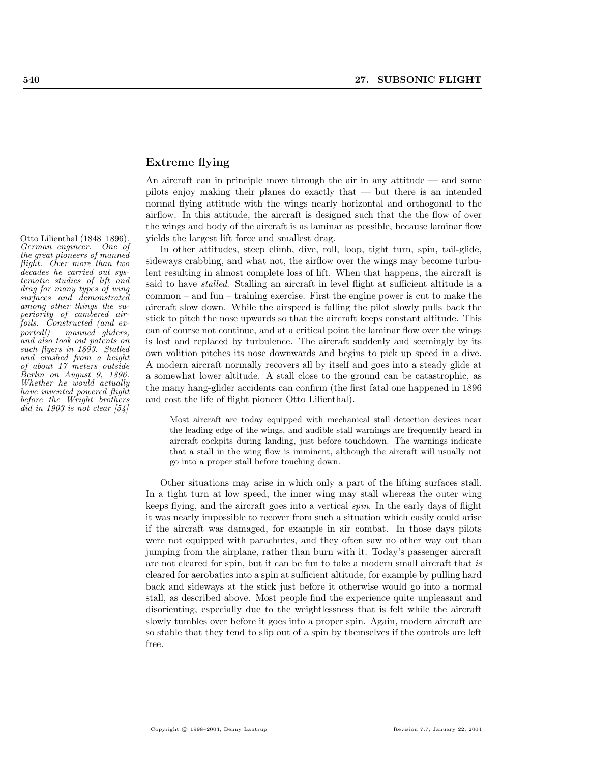## Extreme flying

An aircraft can in principle move through the air in any attitude — and some pilots enjoy making their planes do exactly that — but there is an intended normal flying attitude with the wings nearly horizontal and orthogonal to the airflow. In this attitude, the aircraft is designed such that the the flow of over the wings and body of the aircraft is as laminar as possible, because laminar flow yields the largest lift force and smallest drag.

Otto Lilienthal (1848–1896). *German engineer. One of the great pioneers of manned flight. Over more than two decades he carried out systematic studies of lift and drag for many types of wing surfaces and demonstrated among other things the superiority of cambered airfoils. Constructed (and exported!) manned gliders, and also took out patents on such flyers in 1893. Stalled and crashed from a height of about 17 meters outside Berlin on August 9, 1896. Whether he would actually have invented powered flight before the Wright brothers did in 1903 is not clear [54]*

In other attitudes, steep climb, dive, roll, loop, tight turn, spin, tail-glide, sideways crabbing, and what not, the airflow over the wings may become turbulent resulting in almost complete loss of lift. When that happens, the aircraft is said to have *stalled*. Stalling an aircraft in level flight at sufficient altitude is a common – and fun – training exercise. First the engine power is cut to make the aircraft slow down. While the airspeed is falling the pilot slowly pulls back the stick to pitch the nose upwards so that the aircraft keeps constant altitude. This can of course not continue, and at a critical point the laminar flow over the wings is lost and replaced by turbulence. The aircraft suddenly and seemingly by its own volition pitches its nose downwards and begins to pick up speed in a dive. A modern aircraft normally recovers all by itself and goes into a steady glide at a somewhat lower altitude. A stall close to the ground can be catastrophic, as the many hang-glider accidents can confirm (the first fatal one happened in 1896 and cost the life of flight pioneer Otto Lilienthal).

> Most aircraft are today equipped with mechanical stall detection devices near the leading edge of the wings, and audible stall warnings are frequently heard in aircraft cockpits during landing, just before touchdown. The warnings indicate that a stall in the wing flow is imminent, although the aircraft will usually not go into a proper stall before touching down.

Other situations may arise in which only a part of the lifting surfaces stall. In a tight turn at low speed, the inner wing may stall whereas the outer wing keeps flying, and the aircraft goes into a vertical *spin*. In the early days of flight it was nearly impossible to recover from such a situation which easily could arise if the aircraft was damaged, for example in air combat. In those days pilots were not equipped with parachutes, and they often saw no other way out than jumping from the airplane, rather than burn with it. Today's passenger aircraft are not cleared for spin, but it can be fun to take a modern small aircraft that *is* cleared for aerobatics into a spin at sufficient altitude, for example by pulling hard back and sideways at the stick just before it otherwise would go into a normal stall, as described above. Most people find the experience quite unpleasant and disorienting, especially due to the weightlessness that is felt while the aircraft slowly tumbles over before it goes into a proper spin. Again, modern aircraft are so stable that they tend to slip out of a spin by themselves if the controls are left free.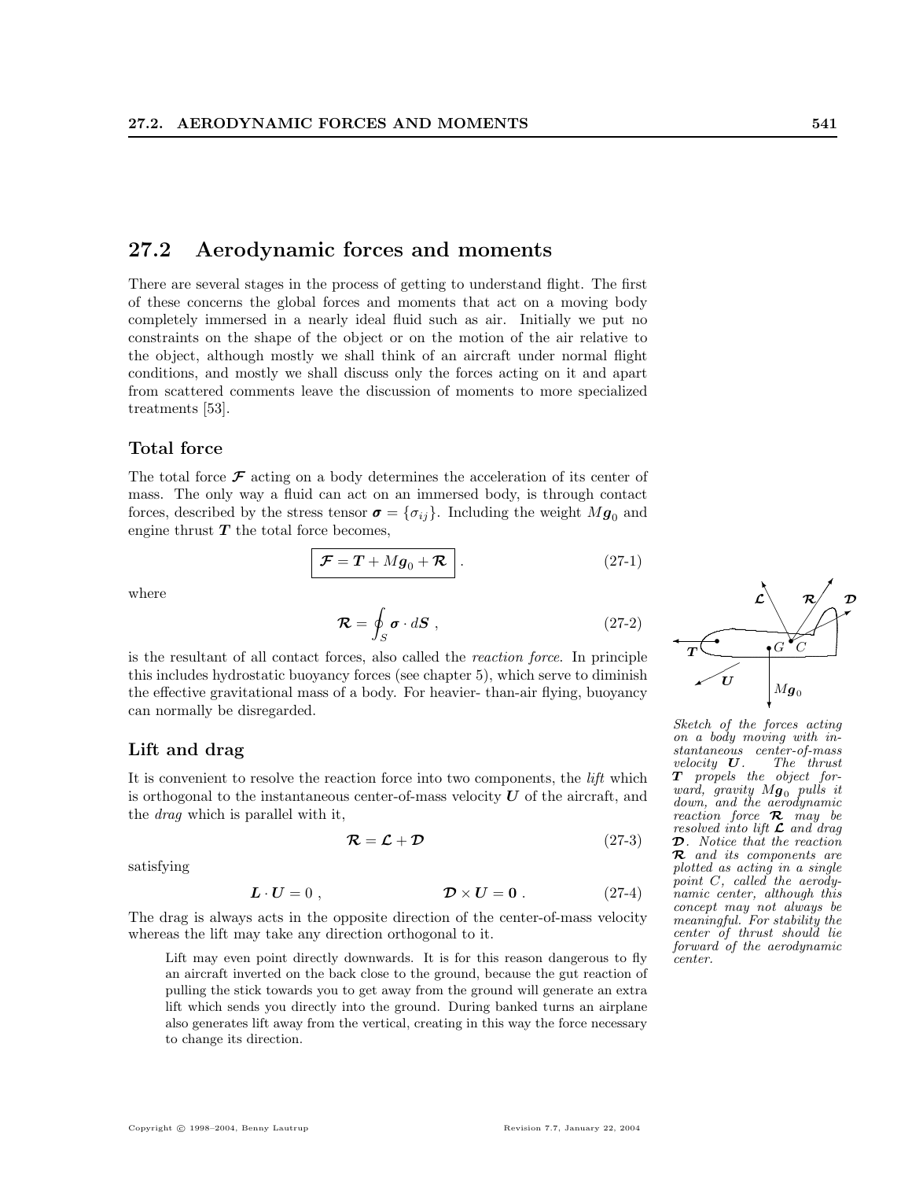## 27.2 Aerodynamic forces and moments

There are several stages in the process of getting to understand flight. The first of these concerns the global forces and moments that act on a moving body completely immersed in a nearly ideal fluid such as air. Initially we put no constraints on the shape of the object or on the motion of the air relative to the object, although mostly we shall think of an aircraft under normal flight conditions, and mostly we shall discuss only the forces acting on it and apart from scattered comments leave the discussion of moments to more specialized treatments [53].

### Total force

The total force $\boldsymbol{\mathcal{F}}$ acting on a body determines the acceleration of its center of mass. The only way a fluid can act on an immersed body, is through contact forces, described by the stress tensor $\boldsymbol{\sigma} = \{\sigma_{ij}\}$. Including the weight $M\boldsymbol{g}_0$ and engine thrust $\boldsymbol{T}$ the total force becomes,

$$\boxed{\boldsymbol{\mathcal{F}} = \boldsymbol{T} + M\boldsymbol{g}_0 + \boldsymbol{\mathcal{R}}} \,. \tag{27-1}$$

where

$$\boldsymbol{\mathcal{R}} = \oint_S \boldsymbol{\sigma} \cdot d\boldsymbol{S} \,, \tag{27-2}$$

is the resultant of all contact forces, also called the *reaction force*. In principle this includes hydrostatic buoyancy forces (see chapter 5), which serve to diminish the effective gravitational mass of a body. For heavier- than-air flying, buoyancy can normally be disregarded.

*Sketch of the forces acting on a body moving with instantaneous center-of-mass velocity $\boldsymbol{U}$. The thrust $\boldsymbol{T}$ propels the object forward, gravity $M\boldsymbol{g}_0$ pulls it down, and the aerodynamic reaction force $\boldsymbol{\mathcal{R}}$ may be resolved into lift $\boldsymbol{\mathcal{L}}$ and drag $\boldsymbol{\mathcal{D}}$. Notice that the reaction $\boldsymbol{\mathcal{R}}$ and its components are plotted as acting in a single point $C$, called the aerodynamic center, although this concept may not always be meaningful. For stability the center of thrust should lie forward of the aerodynamic center.*

### Lift and drag

It is convenient to resolve the reaction force into two components, the *lift* which is orthogonal to the instantaneous center-of-mass velocity $\boldsymbol{U}$ of the aircraft, and the *drag* which is parallel with it,

$$\boldsymbol{\mathcal{R}} = \boldsymbol{\mathcal{L}} + \boldsymbol{\mathcal{D}} \tag{27-3}$$

satisfying

$$\boldsymbol{L} \cdot \boldsymbol{U} = 0 \,, \qquad\qquad \boldsymbol{\mathcal{D}} \times \boldsymbol{U} = \boldsymbol{0} \,. \tag{27-4}$$

The drag is always acts in the opposite direction of the center-of-mass velocity whereas the lift may take any direction orthogonal to it.

> Lift may even point directly downwards. It is for this reason dangerous to fly an aircraft inverted on the back close to the ground, because the gut reaction of pulling the stick towards you to get away from the ground will generate an extra lift which sends you directly into the ground. During banked turns an airplane also generates lift away from the vertical, creating in this way the force necessary to change its direction.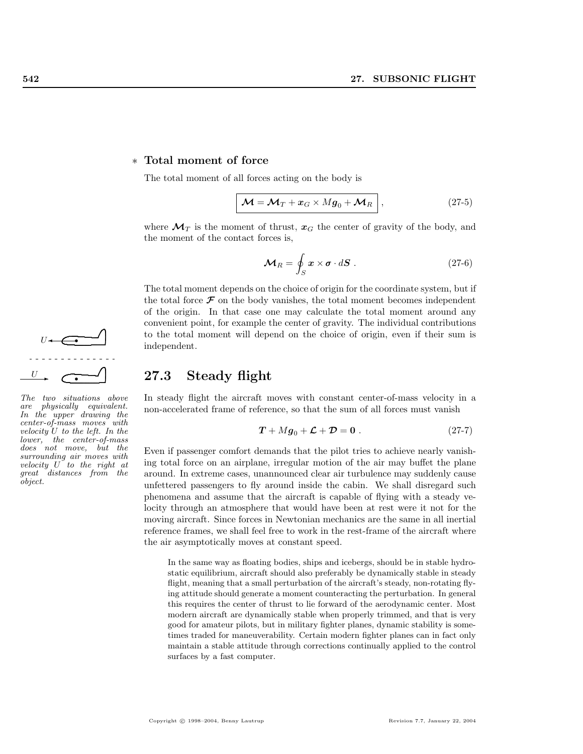### ∗ Total moment of force

The total moment of all forces acting on the body is

$$\boxed{\boldsymbol{\mathcal{M}} = \boldsymbol{\mathcal{M}}_T + \boldsymbol{x}_G \times M\boldsymbol{g}_0 + \boldsymbol{\mathcal{M}}_R} \ , \tag{27-5}$$

where $\boldsymbol{\mathcal{M}}_T$ is the moment of thrust, $\boldsymbol{x}_G$ the center of gravity of the body, and the moment of the contact forces is,

$$\boldsymbol{\mathcal{M}}_R = \oint_S \boldsymbol{x} \times \boldsymbol{\sigma} \cdot d\boldsymbol{S} \ . \tag{27-6}$$

The total moment depends on the choice of origin for the coordinate system, but if the total force $\boldsymbol{\mathcal{F}}$ on the body vanishes, the total moment becomes independent of the origin. In that case one may calculate the total moment around any convenient point, for example the center of gravity. The individual contributions to the total moment will depend on the choice of origin, even if their sum is independent.

## 27.3 Steady flight

*The two situations above are physically equivalent. In the upper drawing the center-of-mass moves with velocity $U$ to the left. In the lower, the center-of-mass does not move, but the surrounding air moves with velocity $U$ to the right at great distances from the object.*

In steady flight the aircraft moves with constant center-of-mass velocity in a non-accelerated frame of reference, so that the sum of all forces must vanish

$$\boldsymbol{T} + M\boldsymbol{g}_0 + \boldsymbol{\mathcal{L}} + \boldsymbol{\mathcal{D}} = \boldsymbol{0} \ . \tag{27-7}$$

Even if passenger comfort demands that the pilot tries to achieve nearly vanishing total force on an airplane, irregular motion of the air may buffet the plane around. In extreme cases, unannounced clear air turbulence may suddenly cause unfettered passengers to fly around inside the cabin. We shall disregard such phenomena and assume that the aircraft is capable of flying with a steady velocity through an atmosphere that would have been at rest were it not for the moving aircraft. Since forces in Newtonian mechanics are the same in all inertial reference frames, we shall feel free to work in the rest-frame of the aircraft where the air asymptotically moves at constant speed.

> In the same way as floating bodies, ships and icebergs, should be in stable hydrostatic equilibrium, aircraft should also preferably be dynamically stable in steady flight, meaning that a small perturbation of the aircraft's steady, non-rotating flying attitude should generate a moment counteracting the perturbation. In general this requires the center of thrust to lie forward of the aerodynamic center. Most modern aircraft are dynamically stable when properly trimmed, and that is very good for amateur pilots, but in military fighter planes, dynamic stability is sometimes traded for maneuverability. Certain modern fighter planes can in fact only maintain a stable attitude through corrections continually applied to the control surfaces by a fast computer.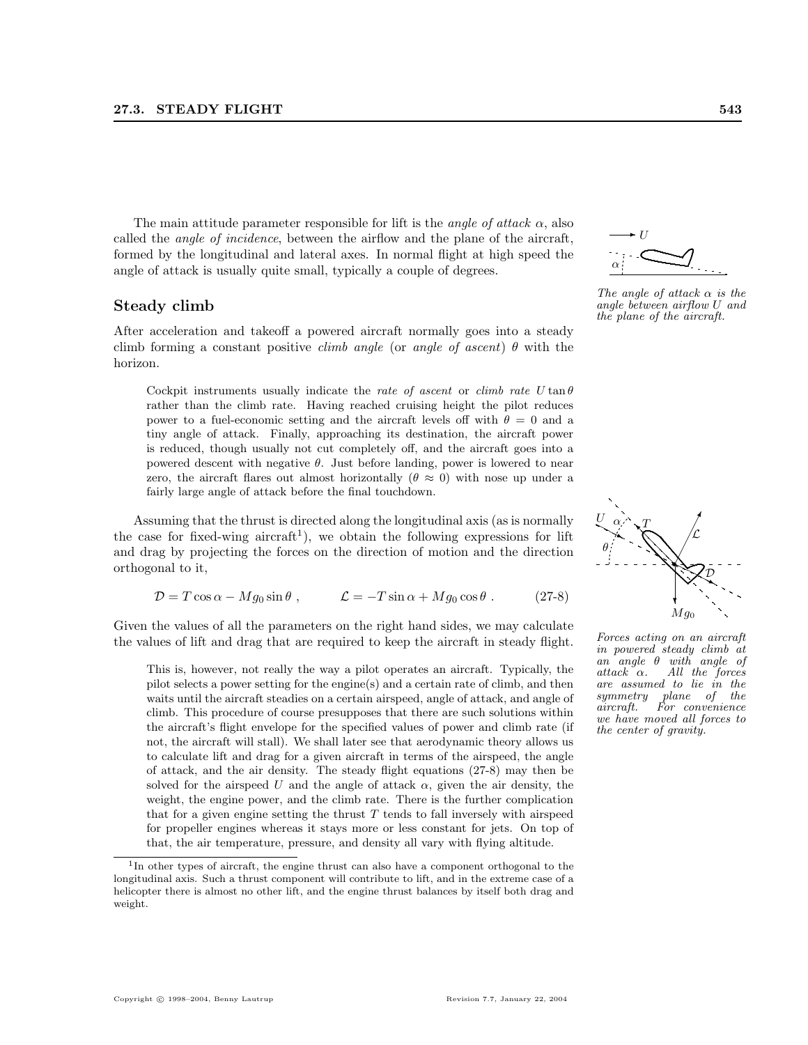The main attitude parameter responsible for lift is the *angle of attack* $\alpha$, also called the *angle of incidence*, between the airflow and the plane of the aircraft, formed by the longitudinal and lateral axes. In normal flight at high speed the angle of attack is usually quite small, typically a couple of degrees.

*The angle of attack $\alpha$ is the angle between airflow $U$ and the plane of the aircraft.*

## Steady climb

After acceleration and takeoff a powered aircraft normally goes into a steady climb forming a constant positive *climb angle* (or *angle of ascent*) $\theta$ with the horizon.

> Cockpit instruments usually indicate the *rate of ascent* or *climb rate* $U \tan\theta$ rather than the climb rate. Having reached cruising height the pilot reduces power to a fuel-economic setting and the aircraft levels off with $\theta = 0$ and a tiny angle of attack. Finally, approaching its destination, the aircraft power is reduced, though usually not cut completely off, and the aircraft goes into a powered descent with negative $\theta$. Just before landing, power is lowered to near zero, the aircraft flares out almost horizontally ($\theta \approx 0$) with nose up under a fairly large angle of attack before the final touchdown.

Assuming that the thrust is directed along the longitudinal axis (as is normally the case for fixed-wing aircraft[1]), we obtain the following expressions for lift and drag by projecting the forces on the direction of motion and the direction orthogonal to it,

$$\mathcal{D} = T\cos\alpha - Mg_0 \sin\theta\ , \qquad \mathcal{L} = -T\sin\alpha + Mg_0\cos\theta\ . \tag{27-8}$$

Given the values of all the parameters on the right hand sides, we may calculate the values of lift and drag that are required to keep the aircraft in steady flight.

*Forces acting on an aircraft in powered steady climb at an angle $\theta$ with angle of attack $\alpha$. All the forces are assumed to lie in the symmetry plane of the aircraft. For convenience we have moved all forces to the center of gravity.*

> This is, however, not really the way a pilot operates an aircraft. Typically, the pilot selects a power setting for the engine(s) and a certain rate of climb, and then waits until the aircraft steadies on a certain airspeed, angle of attack, and angle of climb. This procedure of course presupposes that there are such solutions within the aircraft's flight envelope for the specified values of power and climb rate (if not, the aircraft will stall). We shall later see that aerodynamic theory allows us to calculate lift and drag for a given aircraft in terms of the airspeed, the angle of attack, and the air density. The steady flight equations (27-8) may then be solved for the airspeed $U$ and the angle of attack $\alpha$, given the air density, the weight, the engine power, and the climb rate. There is the further complication that for a given engine setting the thrust $T$ tends to fall inversely with airspeed for propeller engines whereas it stays more or less constant for jets. On top of that, the air temperature, pressure, and density all vary with flying altitude.

[1] In other types of aircraft, the engine thrust can also have a component orthogonal to the longitudinal axis. Such a thrust component will contribute to lift, and in the extreme case of a helicopter there is almost no other lift, and the engine thrust balances by itself both drag and weight.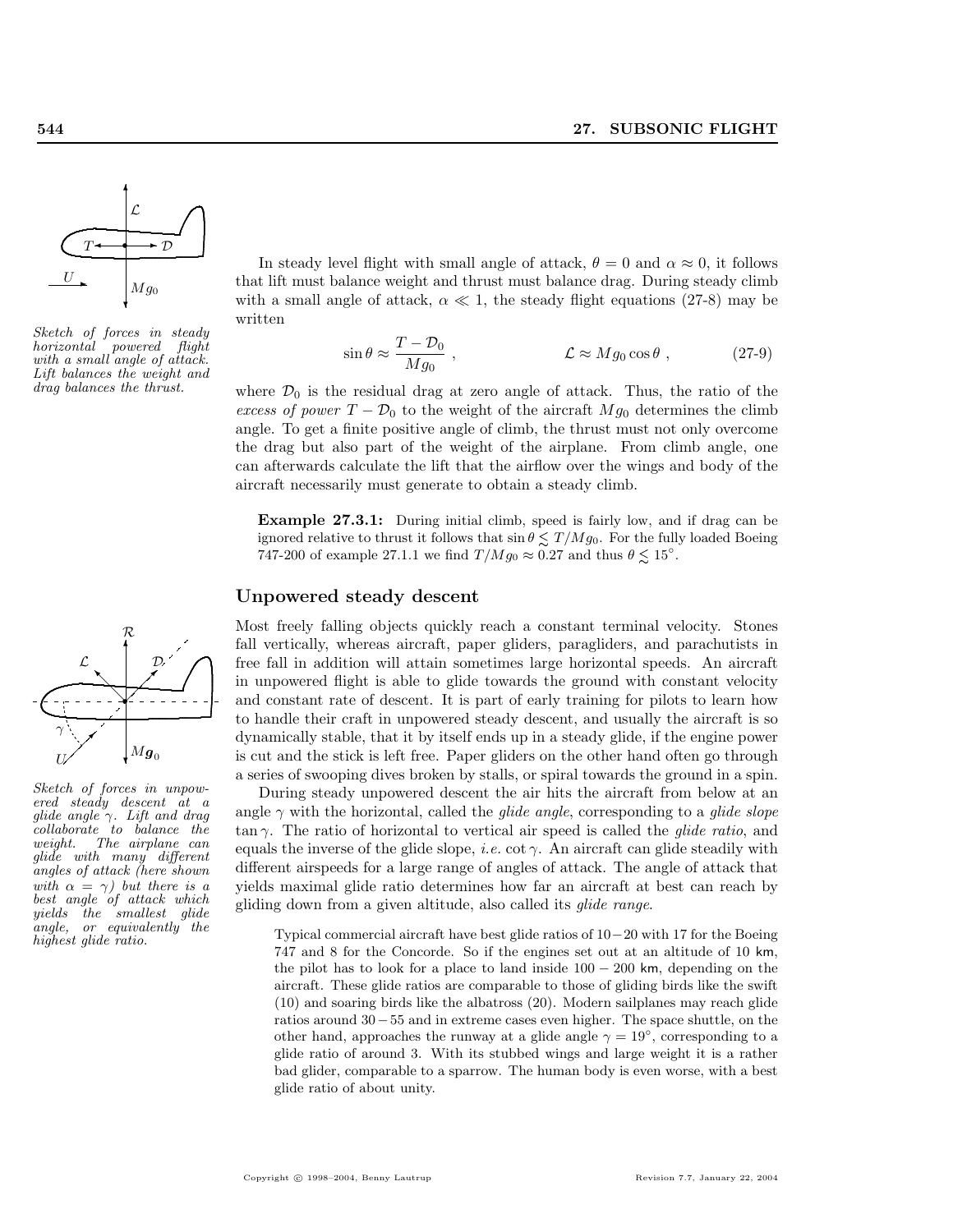Sketch of forces in steady horizontal powered flight with a small angle of attack. Lift balances the weight and drag balances the thrust.

In steady level flight with small angle of attack, $\theta = 0$ and $\alpha \approx 0$, it follows that lift must balance weight and thrust must balance drag. During steady climb with a small angle of attack, $\alpha \ll 1$, the steady flight equations (27-8) may be written

$$\sin\theta \approx \frac{T - \mathcal{D}_0}{Mg_0} \,, \qquad\qquad \mathcal{L} \approx Mg_0 \cos\theta \,, \tag{27-9}$$

where $\mathcal{D}_0$ is the residual drag at zero angle of attack. Thus, the ratio of the *excess of power* $T - \mathcal{D}_0$ to the weight of the aircraft $Mg_0$ determines the climb angle. To get a finite positive angle of climb, the thrust must not only overcome the drag but also part of the weight of the airplane. From climb angle, one can afterwards calculate the lift that the airflow over the wings and body of the aircraft necessarily must generate to obtain a steady climb.

**Example 27.3.1:** During initial climb, speed is fairly low, and if drag can be ignored relative to thrust it follows that $\sin\theta \lesssim T/Mg_0$. For the fully loaded Boeing 747-200 of example 27.1.1 we find $T/Mg_0 \approx 0.27$ and thus $\theta \lesssim 15^\circ$.

## Unpowered steady descent

Sketch of forces in unpowered steady descent at a glide angle $\gamma$. Lift and drag collaborate to balance the weight. The airplane can glide with many different angles of attack (here shown with $\alpha = \gamma$) but there is a best angle of attack which yields the smallest glide angle, or equivalently the highest glide ratio.

Most freely falling objects quickly reach a constant terminal velocity. Stones fall vertically, whereas aircraft, paper gliders, paragliders, and parachutists in free fall in addition will attain sometimes large horizontal speeds. An aircraft in unpowered flight is able to glide towards the ground with constant velocity and constant rate of descent. It is part of early training for pilots to learn how to handle their craft in unpowered steady descent, and usually the aircraft is so dynamically stable, that it by itself ends up in a steady glide, if the engine power is cut and the stick is left free. Paper gliders on the other hand often go through a series of swooping dives broken by stalls, or spiral towards the ground in a spin.

During steady unpowered descent the air hits the aircraft from below at an angle $\gamma$ with the horizontal, called the *glide angle*, corresponding to a *glide slope* $\tan\gamma$. The ratio of horizontal to vertical air speed is called the *glide ratio*, and equals the inverse of the glide slope, *i.e.* $\cot\gamma$. An aircraft can glide steadily with different airspeeds for a large range of angles of attack. The angle of attack that yields maximal glide ratio determines how far an aircraft at best can reach by gliding down from a given altitude, also called its *glide range*.

Typical commercial aircraft have best glide ratios of 10−20 with 17 for the Boeing 747 and 8 for the Concorde. So if the engines set out at an altitude of 10 km, the pilot has to look for a place to land inside 100 − 200 km, depending on the aircraft. These glide ratios are comparable to those of gliding birds like the swift (10) and soaring birds like the albatross (20). Modern sailplanes may reach glide ratios around 30 − 55 and in extreme cases even higher. The space shuttle, on the other hand, approaches the runway at a glide angle $\gamma = 19^\circ$, corresponding to a glide ratio of around 3. With its stubbed wings and large weight it is a rather bad glider, comparable to a sparrow. The human body is even worse, with a best glide ratio of about unity.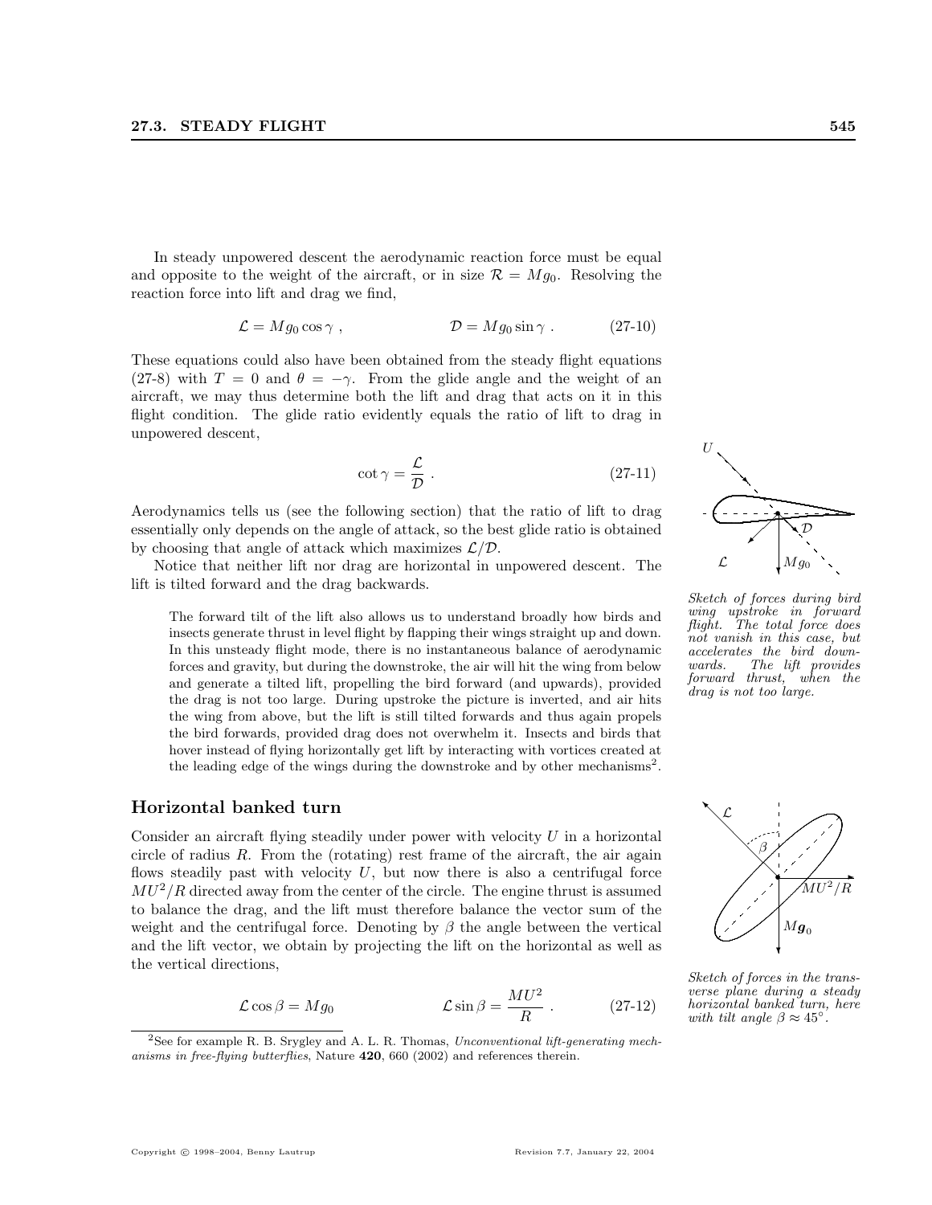In steady unpowered descent the aerodynamic reaction force must be equal and opposite to the weight of the aircraft, or in size $\mathcal{R} = Mg_0$. Resolving the reaction force into lift and drag we find,

$$\mathcal{L} = Mg_0 \cos\gamma \ , \qquad\qquad \mathcal{D} = Mg_0 \sin\gamma \ . \tag{27-10}$$

These equations could also have been obtained from the steady flight equations (27-8) with $T = 0$ and $\theta = -\gamma$. From the glide angle and the weight of an aircraft, we may thus determine both the lift and drag that acts on it in this flight condition. The glide ratio evidently equals the ratio of lift to drag in unpowered descent,

$$\cot\gamma = \frac{\mathcal{L}}{\mathcal{D}} \ . \tag{27-11}$$

Aerodynamics tells us (see the following section) that the ratio of lift to drag essentially only depends on the angle of attack, so the best glide ratio is obtained by choosing that angle of attack which maximizes $\mathcal{L}/\mathcal{D}$.

Notice that neither lift nor drag are horizontal in unpowered descent. The lift is tilted forward and the drag backwards.

> The forward tilt of the lift also allows us to understand broadly how birds and insects generate thrust in level flight by flapping their wings straight up and down. In this unsteady flight mode, there is no instantaneous balance of aerodynamic forces and gravity, but during the downstroke, the air will hit the wing from below and generate a tilted lift, propelling the bird forward (and upwards), provided the drag is not too large. During upstroke the picture is inverted, and air hits the wing from above, but the lift is still tilted forwards and thus again propels the bird forwards, provided drag does not overwhelm it. Insects and birds that hover instead of flying horizontally get lift by interacting with vortices created at the leading edge of the wings during the downstroke and by other mechanisms[2].

*Sketch of forces during bird wing upstroke in forward flight. The total force does not vanish in this case, but accelerates the bird downwards. The lift provides forward thrust, when the drag is not too large.*

## Horizontal banked turn

Consider an aircraft flying steadily under power with velocity $U$ in a horizontal circle of radius $R$. From the (rotating) rest frame of the aircraft, the air again flows steadily past with velocity $U$, but now there is also a centrifugal force $MU^2/R$ directed away from the center of the circle. The engine thrust is assumed to balance the drag, and the lift must therefore balance the vector sum of the weight and the centrifugal force. Denoting by $\beta$ the angle between the vertical and the lift vector, we obtain by projecting the lift on the horizontal as well as the vertical directions,

$$\mathcal{L}\cos\beta = Mg_0 \qquad\qquad \mathcal{L}\sin\beta = \frac{MU^2}{R} \ . \tag{27-12}$$

*Sketch of forces in the transverse plane during a steady horizontal banked turn, here with tilt angle $\beta \approx 45°$.*

[2] See for example R. B. Srygley and A. L. R. Thomas, *Unconventional lift-generating mechanisms in free-flying butterflies*, Nature **420**, 660 (2002) and references therein.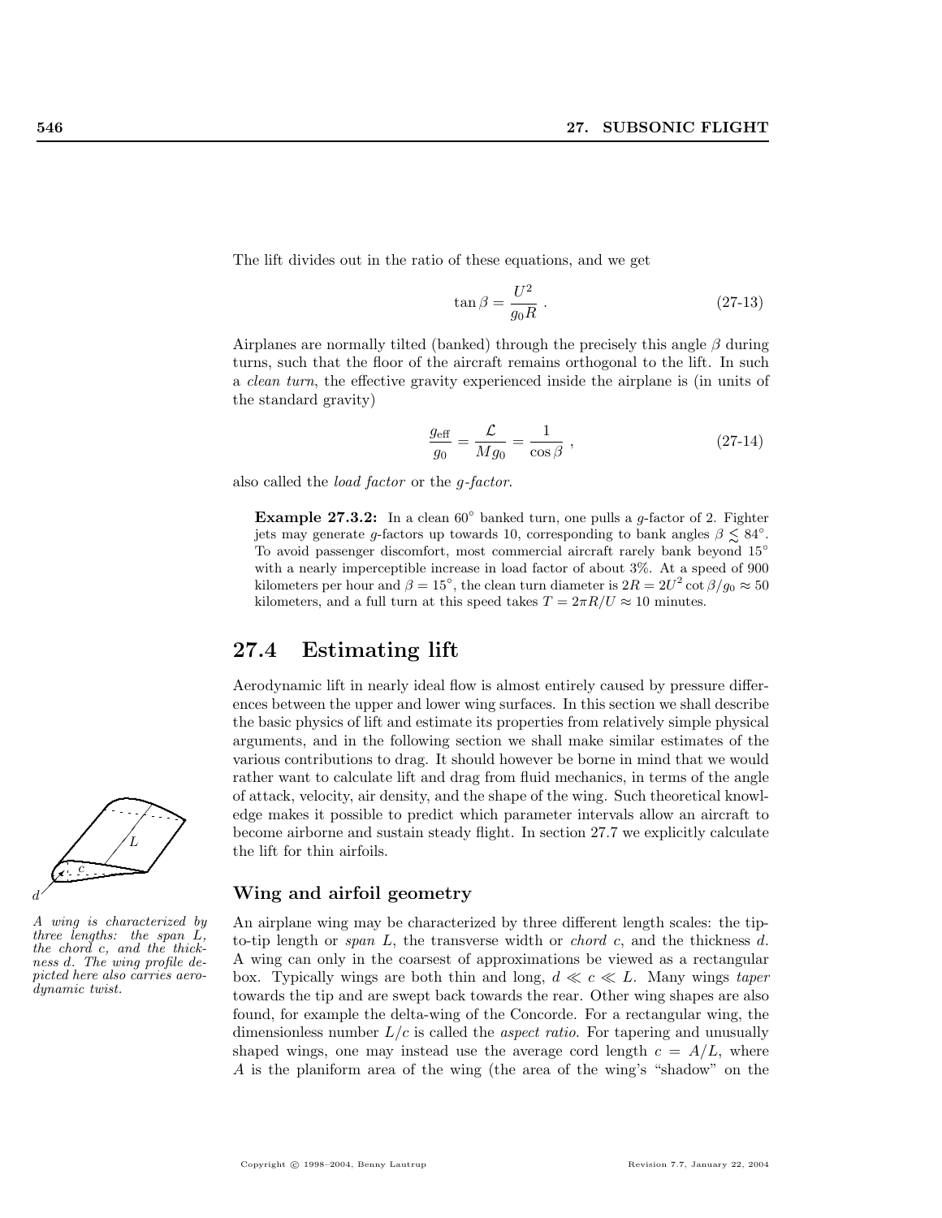The lift divides out in the ratio of these equations, and we get

$$\tan\beta = \frac{U^2}{g_0 R} \,. \tag{27-13}$$

Airplanes are normally tilted (banked) through the precisely this angle $\beta$ during turns, such that the floor of the aircraft remains orthogonal to the lift. In such a *clean turn*, the effective gravity experienced inside the airplane is (in units of the standard gravity)

$$\frac{g_{\text{eff}}}{g_0} = \frac{\mathcal{L}}{M g_0} = \frac{1}{\cos\beta} \,, \tag{27-14}$$

also called the *load factor* or the *g-factor*.

> **Example 27.3.2:** In a clean $60^\circ$ banked turn, one pulls a $g$-factor of 2. Fighter jets may generate $g$-factors up towards 10, corresponding to bank angles $\beta \lesssim 84^\circ$. To avoid passenger discomfort, most commercial aircraft rarely bank beyond $15^\circ$ with a nearly imperceptible increase in load factor of about 3%. At a speed of 900 kilometers per hour and $\beta = 15^\circ$, the clean turn diameter is $2R = 2U^2 \cot\beta/g_0 \approx 50$ kilometers, and a full turn at this speed takes $T = 2\pi R/U \approx 10$ minutes.

## 27.4 Estimating lift

Aerodynamic lift in nearly ideal flow is almost entirely caused by pressure differences between the upper and lower wing surfaces. In this section we shall describe the basic physics of lift and estimate its properties from relatively simple physical arguments, and in the following section we shall make similar estimates of the various contributions to drag. It should however be borne in mind that we would rather want to calculate lift and drag from fluid mechanics, in terms of the angle of attack, velocity, air density, and the shape of the wing. Such theoretical knowledge makes it possible to predict which parameter intervals allow an aircraft to become airborne and sustain steady flight. In section 27.7 we explicitly calculate the lift for thin airfoils.

*A wing is characterized by three lengths: the span $L$, the chord $c$, and the thickness $d$. The wing profile depicted here also carries aerodynamic twist.*

### Wing and airfoil geometry

An airplane wing may be characterized by three different length scales: the tip-to-tip length or *span* $L$, the transverse width or *chord* $c$, and the thickness $d$. A wing can only in the coarsest of approximations be viewed as a rectangular box. Typically wings are both thin and long, $d \ll c \ll L$. Many wings *taper* towards the tip and are swept back towards the rear. Other wing shapes are also found, for example the delta-wing of the Concorde. For a rectangular wing, the dimensionless number $L/c$ is called the *aspect ratio*. For tapering and unusually shaped wings, one may instead use the average cord length $c = A/L$, where $A$ is the planiform area of the wing (the area of the wing's "shadow" on the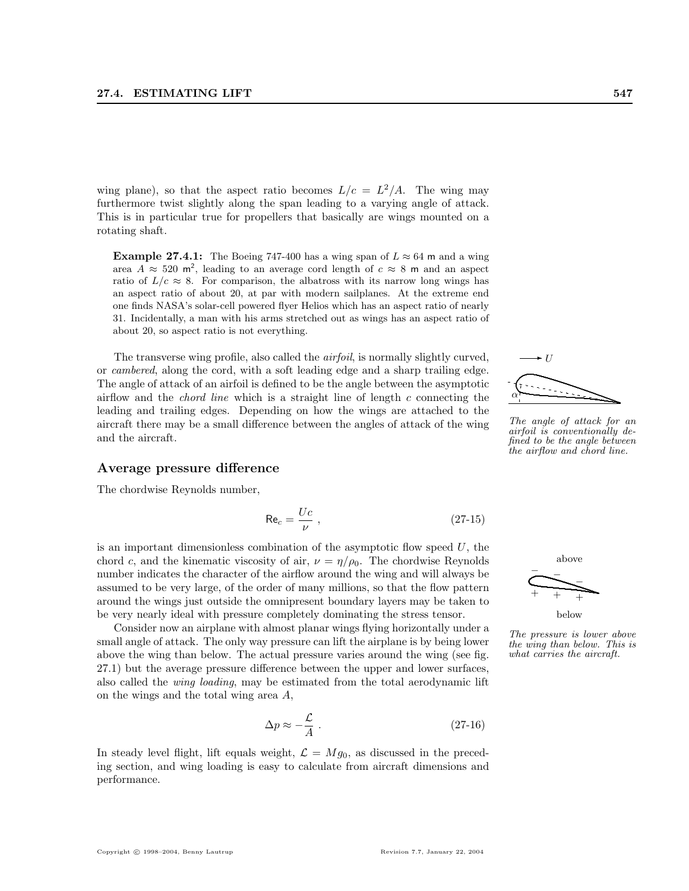wing plane), so that the aspect ratio becomes $L/c = L^2/A$. The wing may furthermore twist slightly along the span leading to a varying angle of attack. This is in particular true for propellers that basically are wings mounted on a rotating shaft.

**Example 27.4.1:** The Boeing 747-400 has a wing span of $L \approx 64$ m and a wing area $A \approx 520$ m$^2$, leading to an average cord length of $c \approx 8$ m and an aspect ratio of $L/c \approx 8$. For comparison, the albatross with its narrow long wings has an aspect ratio of about 20, at par with modern sailplanes. At the extreme end one finds NASA's solar-cell powered flyer Helios which has an aspect ratio of nearly 31. Incidentally, a man with his arms stretched out as wings has an aspect ratio of about 20, so aspect ratio is not everything.

The transverse wing profile, also called the *airfoil*, is normally slightly curved, or *cambered*, along the cord, with a soft leading edge and a sharp trailing edge. The angle of attack of an airfoil is defined to be the angle between the asymptotic airflow and the *chord line* which is a straight line of length $c$ connecting the leading and trailing edges. Depending on how the wings are attached to the aircraft there may be a small difference between the angles of attack of the wing and the aircraft.

*The angle of attack for an airfoil is conventionally defined to be the angle between the airflow and chord line.*

## Average pressure difference

The chordwise Reynolds number,

$$\mathsf{Re}_c = \frac{Uc}{\nu} \ , \tag{27-15}$$

is an important dimensionless combination of the asymptotic flow speed $U$, the chord $c$, and the kinematic viscosity of air, $\nu = \eta/\rho_0$. The chordwise Reynolds number indicates the character of the airflow around the wing and will always be assumed to be very large, of the order of many millions, so that the flow pattern around the wings just outside the omnipresent boundary layers may be taken to be very nearly ideal with pressure completely dominating the stress tensor.

Consider now an airplane with almost planar wings flying horizontally under a small angle of attack. The only way pressure can lift the airplane is by being lower above the wing than below. The actual pressure varies around the wing (see fig. 27.1) but the average pressure difference between the upper and lower surfaces, also called the *wing loading*, may be estimated from the total aerodynamic lift on the wings and the total wing area $A$,

*The pressure is lower above the wing than below. This is what carries the aircraft.*

$$\Delta p \approx -\frac{\mathcal{L}}{A} \ . \tag{27-16}$$

In steady level flight, lift equals weight, $\mathcal{L} = Mg_0$, as discussed in the preceding section, and wing loading is easy to calculate from aircraft dimensions and performance.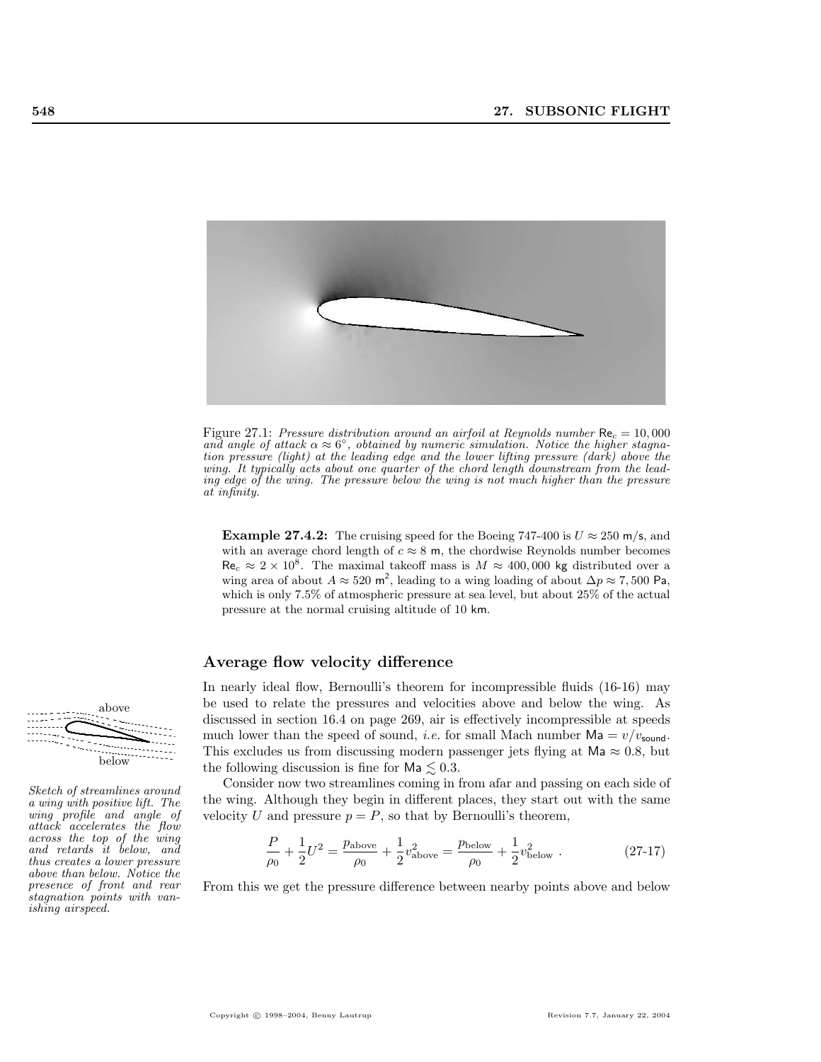Figure 27.1: *Pressure distribution around an airfoil at Reynolds number $\mathsf{Re}_c = 10,000$ and angle of attack $\alpha \approx 6^\circ$, obtained by numeric simulation. Notice the higher stagnation pressure (light) at the leading edge and the lower lifting pressure (dark) above the wing. It typically acts about one quarter of the chord length downstream from the leading edge of the wing. The pressure below the wing is not much higher than the pressure at infinity.*

**Example 27.4.2:** The cruising speed for the Boeing 747-400 is $U \approx 250$ m/s, and with an average chord length of $c \approx 8$ m, the chordwise Reynolds number becomes $\mathsf{Re}_c \approx 2 \times 10^8$. The maximal takeoff mass is $M \approx 400,000$ kg distributed over a wing area of about $A \approx 520$ m$^2$, leading to a wing loading of about $\Delta p \approx 7,500$ Pa, which is only 7.5% of atmospheric pressure at sea level, but about 25% of the actual pressure at the normal cruising altitude of 10 km.

## Average flow velocity difference

*Sketch of streamlines around a wing with positive lift. The wing profile and angle of attack accelerates the flow across the top of the wing and retards it below, and thus creates a lower pressure above than below. Notice the presence of front and rear stagnation points with vanishing airspeed.*

In nearly ideal flow, Bernoulli's theorem for incompressible fluids (16-16) may be used to relate the pressures and velocities above and below the wing. As discussed in section 16.4 on page 269, air is effectively incompressible at speeds much lower than the speed of sound, *i.e.* for small Mach number $\mathsf{Ma} = v/v_{\mathsf{sound}}$. This excludes us from discussing modern passenger jets flying at $\mathsf{Ma} \approx 0.8$, but the following discussion is fine for $\mathsf{Ma} \lesssim 0.3$.

Consider now two streamlines coming in from afar and passing on each side of the wing. Although they begin in different places, they start out with the same velocity $U$ and pressure $p = P$, so that by Bernoulli's theorem,

$$\frac{P}{\rho_0} + \frac{1}{2}U^2 = \frac{p_{\text{above}}}{\rho_0} + \frac{1}{2}v_{\text{above}}^2 = \frac{p_{\text{below}}}{\rho_0} + \frac{1}{2}v_{\text{below}}^2 \ . \tag{27-17}$$

From this we get the pressure difference between nearby points above and below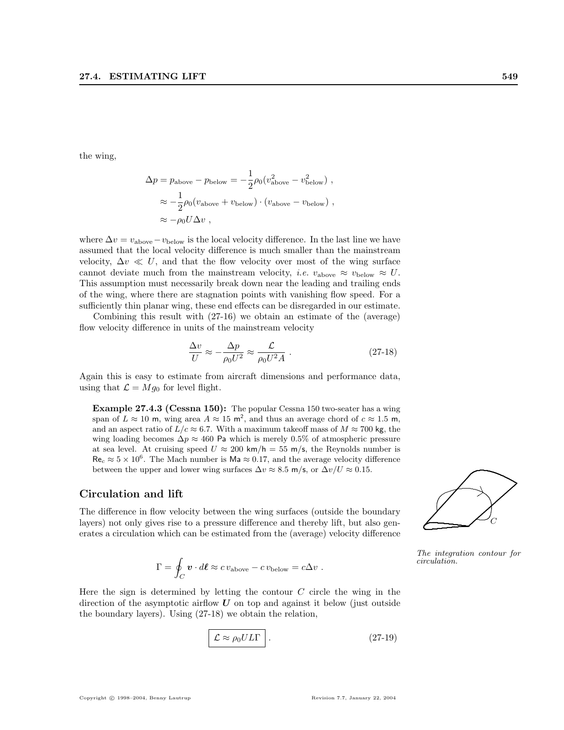the wing,

$$
\begin{aligned}
\Delta p = p_{\text{above}} - p_{\text{below}} &= -\frac{1}{2}\rho_0(v_{\text{above}}^2 - v_{\text{below}}^2) \ , \\
&\approx -\frac{1}{2}\rho_0(v_{\text{above}} + v_{\text{below}}) \cdot (v_{\text{above}} - v_{\text{below}}) \ , \\
&\approx -\rho_0 U \Delta v \ ,
\end{aligned}
$$

where $\Delta v = v_{\text{above}} - v_{\text{below}}$ is the local velocity difference. In the last line we have assumed that the local velocity difference is much smaller than the mainstream velocity, $\Delta v \ll U$, and that the flow velocity over most of the wing surface cannot deviate much from the mainstream velocity, *i.e.* $v_{\text{above}} \approx v_{\text{below}} \approx U$. This assumption must necessarily break down near the leading and trailing ends of the wing, where there are stagnation points with vanishing flow speed. For a sufficiently thin planar wing, these end effects can be disregarded in our estimate.

Combining this result with (27-16) we obtain an estimate of the (average) flow velocity difference in units of the mainstream velocity

$$
\frac{\Delta v}{U} \approx -\frac{\Delta p}{\rho_0 U^2} \approx \frac{\mathcal{L}}{\rho_0 U^2 A} \ . \tag{27-18}
$$

Again this is easy to estimate from aircraft dimensions and performance data, using that $\mathcal{L} = M g_0$ for level flight.

**Example 27.4.3 (Cessna 150):** The popular Cessna 150 two-seater has a wing span of $L \approx 10$ m, wing area $A \approx 15$ m$^2$, and thus an average chord of $c \approx 1.5$ m, and an aspect ratio of $L/c \approx 6.7$. With a maximum takeoff mass of $M \approx 700$ kg, the wing loading becomes $\Delta p \approx 460$ Pa which is merely 0.5% of atmospheric pressure at sea level. At cruising speed $U \approx 200$ km/h $= 55$ m/s, the Reynolds number is $\mathsf{Re}_c \approx 5 \times 10^6$. The Mach number is $\mathsf{Ma} \approx 0.17$, and the average velocity difference between the upper and lower wing surfaces $\Delta v \approx 8.5$ m/s, or $\Delta v / U \approx 0.15$.

## Circulation and lift

The difference in flow velocity between the wing surfaces (outside the boundary layers) not only gives rise to a pressure difference and thereby lift, but also generates a circulation which can be estimated from the (average) velocity difference

$$
\Gamma = \oint_C \boldsymbol{v} \cdot d\boldsymbol{\ell} \approx c\, v_{\text{above}} - c\, v_{\text{below}} = c \Delta v \ .
$$

*The integration contour for circulation.*

Here the sign is determined by letting the contour $C$ circle the wing in the direction of the asymptotic airflow $\boldsymbol{U}$ on top and against it below (just outside the boundary layers). Using (27-18) we obtain the relation,

$$
\boxed{\mathcal{L} \approx \rho_0 U L \Gamma} \ . \tag{27-19}
$$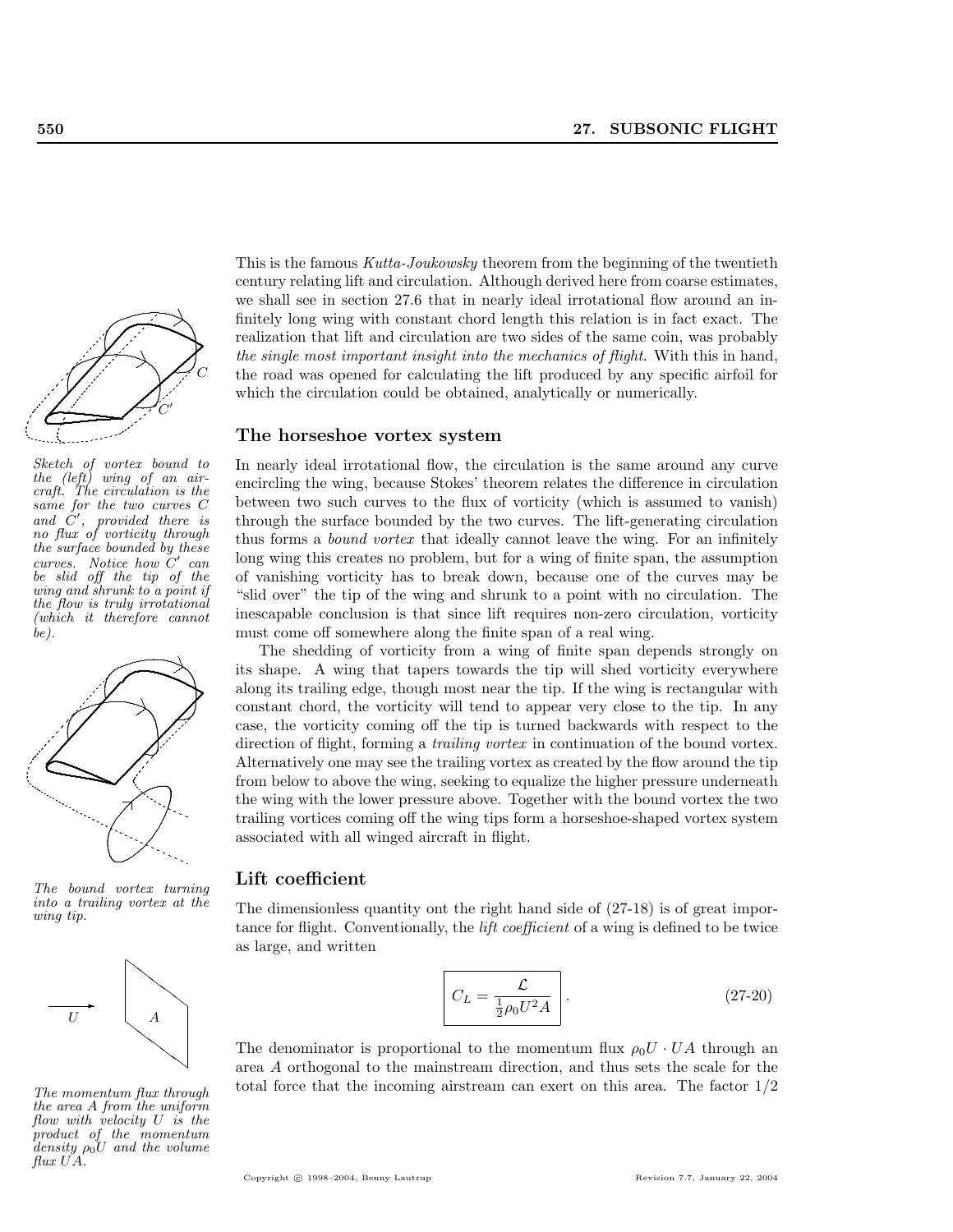This is the famous *Kutta-Joukowsky* theorem from the beginning of the twentieth century relating lift and circulation. Although derived here from coarse estimates, we shall see in section 27.6 that in nearly ideal irrotational flow around an infinitely long wing with constant chord length this relation is in fact exact. The realization that lift and circulation are two sides of the same coin, was probably *the single most important insight into the mechanics of flight*. With this in hand, the road was opened for calculating the lift produced by any specific airfoil for which the circulation could be obtained, analytically or numerically.

*Sketch of vortex bound to the (left) wing of an aircraft. The circulation is the same for the two curves $C$ and $C'$, provided there is no flux of vorticity through the surface bounded by these curves. Notice how $C'$ can be slid off the tip of the wing and shrunk to a point if the flow is truly irrotational (which it therefore cannot be).*

## The horseshoe vortex system

In nearly ideal irrotational flow, the circulation is the same around any curve encircling the wing, because Stokes' theorem relates the difference in circulation between two such curves to the flux of vorticity (which is assumed to vanish) through the surface bounded by the two curves. The lift-generating circulation thus forms a *bound vortex* that ideally cannot leave the wing. For an infinitely long wing this creates no problem, but for a wing of finite span, the assumption of vanishing vorticity has to break down, because one of the curves may be "slid over" the tip of the wing and shrunk to a point with no circulation. The inescapable conclusion is that since lift requires non-zero circulation, vorticity must come off somewhere along the finite span of a real wing.

The shedding of vorticity from a wing of finite span depends strongly on its shape. A wing that tapers towards the tip will shed vorticity everywhere along its trailing edge, though most near the tip. If the wing is rectangular with constant chord, the vorticity will tend to appear very close to the tip. In any case, the vorticity coming off the tip is turned backwards with respect to the direction of flight, forming a *trailing vortex* in continuation of the bound vortex. Alternatively one may see the trailing vortex as created by the flow around the tip from below to above the wing, seeking to equalize the higher pressure underneath the wing with the lower pressure above. Together with the bound vortex the two trailing vortices coming off the wing tips form a horseshoe-shaped vortex system associated with all winged aircraft in flight.

*The bound vortex turning into a trailing vortex at the wing tip.*

## Lift coefficient

The dimensionless quantity ont the right hand side of (27-18) is of great importance for flight. Conventionally, the *lift coefficient* of a wing is defined to be twice as large, and written

$$
\boxed{C_L = \frac{\mathcal{L}}{\frac{1}{2}\rho_0 U^2 A}}\ . \tag{27-20}
$$

The denominator is proportional to the momentum flux $\rho_0 U \cdot UA$ through an area $A$ orthogonal to the mainstream direction, and thus sets the scale for the total force that the incoming airstream can exert on this area. The factor 1/2

*The momentum flux through the area $A$ from the uniform flow with velocity $U$ is the product of the momentum density $\rho_0 U$ and the volume flux $UA$.*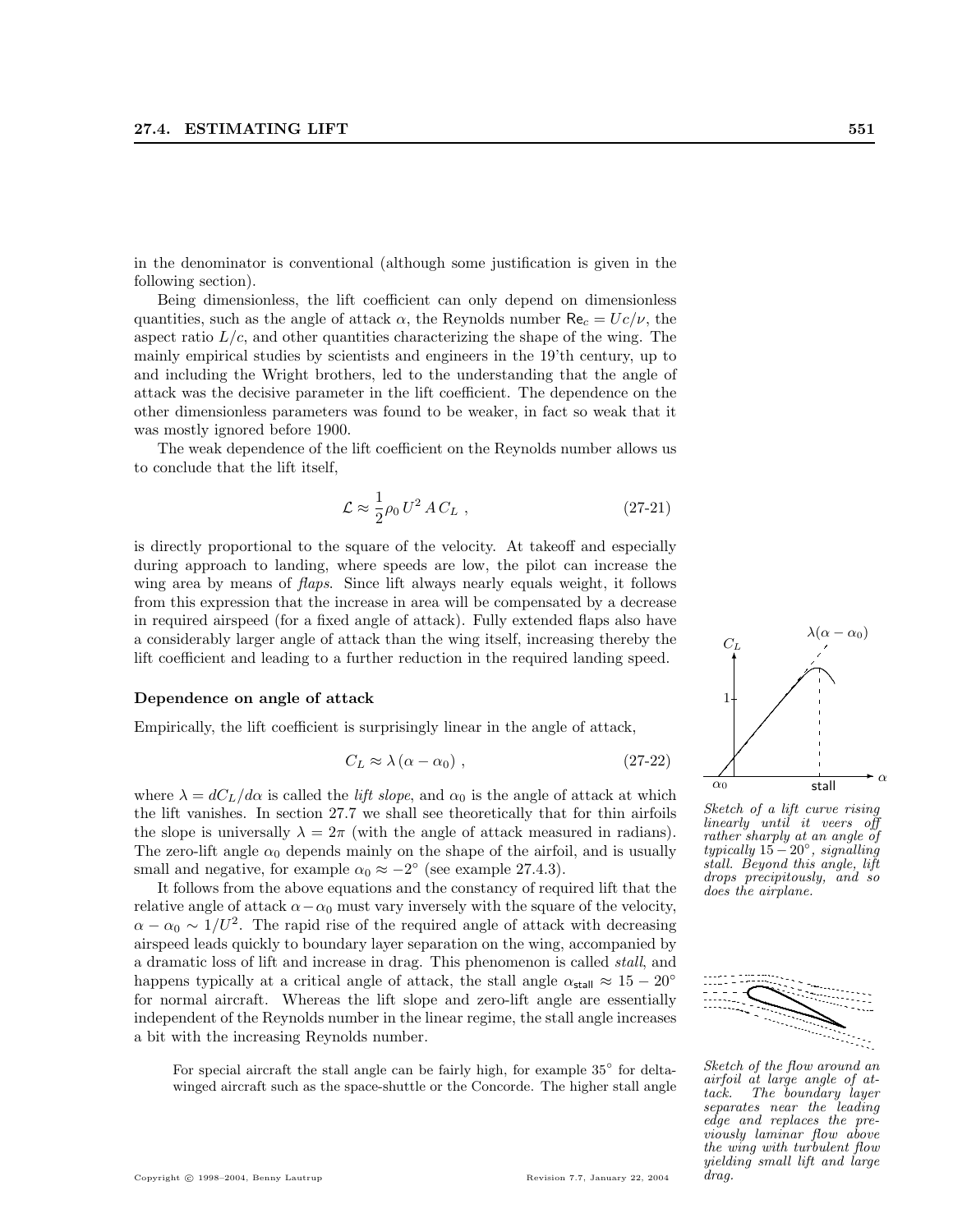in the denominator is conventional (although some justification is given in the following section).

Being dimensionless, the lift coefficient can only depend on dimensionless quantities, such as the angle of attack $\alpha$, the Reynolds number $\mathsf{Re}_c = Uc/\nu$, the aspect ratio $L/c$, and other quantities characterizing the shape of the wing. The mainly empirical studies by scientists and engineers in the 19'th century, up to and including the Wright brothers, led to the understanding that the angle of attack was the decisive parameter in the lift coefficient. The dependence on the other dimensionless parameters was found to be weaker, in fact so weak that it was mostly ignored before 1900.

The weak dependence of the lift coefficient on the Reynolds number allows us to conclude that the lift itself,

$$\mathcal{L} \approx \frac{1}{2}\rho_0 U^2 A C_L \ , \tag{27-21}$$

is directly proportional to the square of the velocity. At takeoff and especially during approach to landing, where speeds are low, the pilot can increase the wing area by means of *flaps*. Since lift always nearly equals weight, it follows from this expression that the increase in area will be compensated by a decrease in required airspeed (for a fixed angle of attack). Fully extended flaps also have a considerably larger angle of attack than the wing itself, increasing thereby the lift coefficient and leading to a further reduction in the required landing speed.

### Dependence on angle of attack

Empirically, the lift coefficient is surprisingly linear in the angle of attack,

$$C_L \approx \lambda(\alpha - \alpha_0) \ , \tag{27-22}$$

where $\lambda = dC_L/d\alpha$ is called the *lift slope*, and $\alpha_0$ is the angle of attack at which the lift vanishes. In section 27.7 we shall see theoretically that for thin airfoils the slope is universally $\lambda = 2\pi$ (with the angle of attack measured in radians). The zero-lift angle $\alpha_0$ depends mainly on the shape of the airfoil, and is usually small and negative, for example $\alpha_0 \approx -2^\circ$ (see example 27.4.3).

*Sketch of a lift curve rising linearly until it veers off rather sharply at an angle of typically $15-20^\circ$, signalling stall. Beyond this angle, lift drops precipitously, and so does the airplane.*

It follows from the above equations and the constancy of required lift that the relative angle of attack $\alpha - \alpha_0$ must vary inversely with the square of the velocity, $\alpha - \alpha_0 \sim 1/U^2$. The rapid rise of the required angle of attack with decreasing airspeed leads quickly to boundary layer separation on the wing, accompanied by a dramatic loss of lift and increase in drag. This phenomenon is called *stall*, and happens typically at a critical angle of attack, the stall angle $\alpha_{\mathsf{stall}} \approx 15-20^\circ$ for normal aircraft. Whereas the lift slope and zero-lift angle are essentially independent of the Reynolds number in the linear regime, the stall angle increases a bit with the increasing Reynolds number.

*Sketch of the flow around an airfoil at large angle of attack. The boundary layer separates near the leading edge and replaces the previously laminar flow above the wing with turbulent flow yielding small lift and large drag.*

For special aircraft the stall angle can be fairly high, for example $35^\circ$ for delta-winged aircraft such as the space-shuttle or the Concorde. The higher stall angle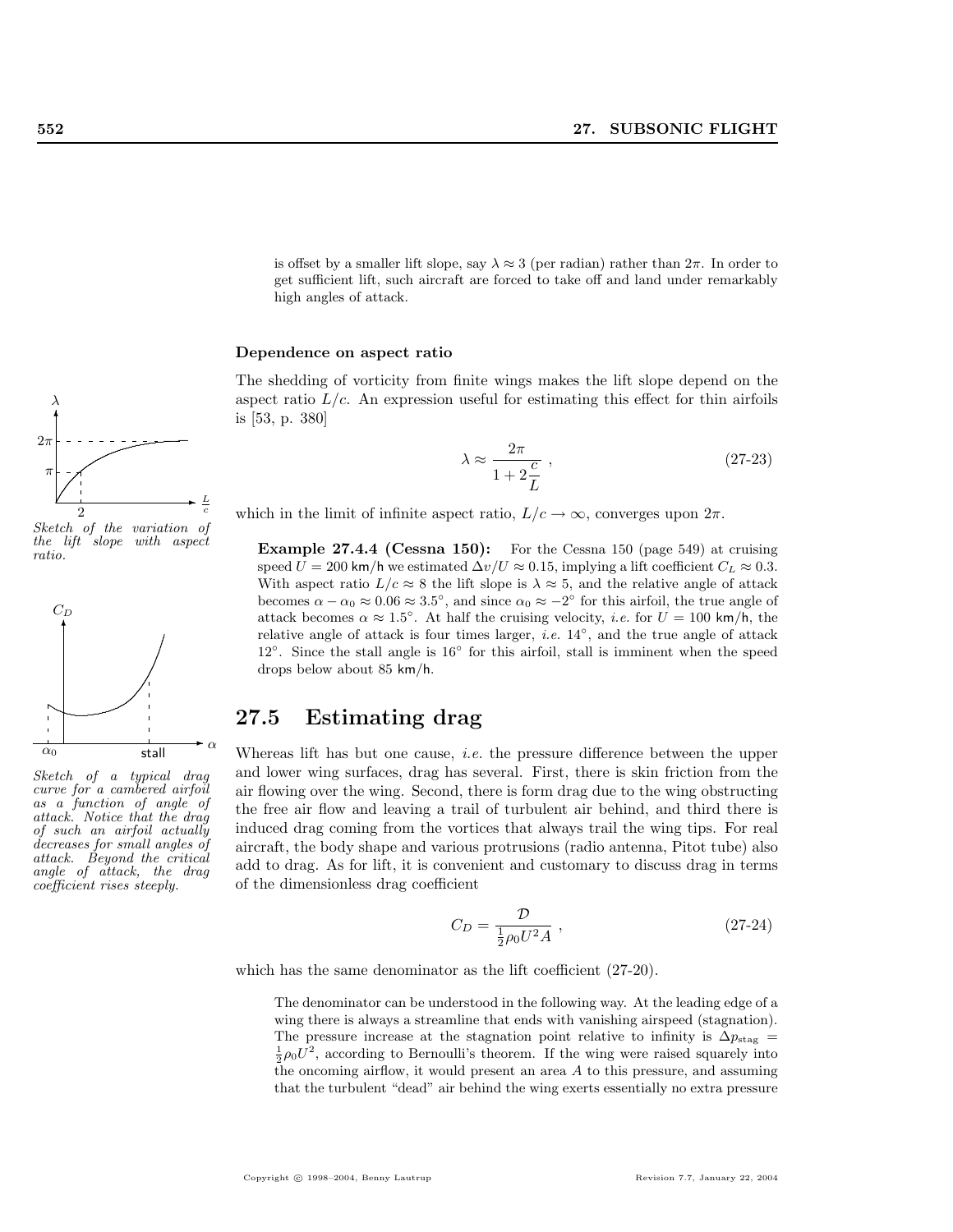is offset by a smaller lift slope, say $\lambda \approx 3$ (per radian) rather than $2\pi$. In order to get sufficient lift, such aircraft are forced to take off and land under remarkably high angles of attack.

### Dependence on aspect ratio

*Sketch of the variation of the lift slope with aspect ratio.*

The shedding of vorticity from finite wings makes the lift slope depend on the aspect ratio $L/c$. An expression useful for estimating this effect for thin airfoils is [53, p. 380]

$$\lambda \approx \frac{2\pi}{1 + 2\dfrac{c}{L}} , \tag{27-23}$$

which in the limit of infinite aspect ratio, $L/c \to \infty$, converges upon $2\pi$.

**Example 27.4.4 (Cessna 150):** For the Cessna 150 (page 549) at cruising speed $U = 200$ km/h we estimated $\Delta v/U \approx 0.15$, implying a lift coefficient $C_L \approx 0.3$. With aspect ratio $L/c \approx 8$ the lift slope is $\lambda \approx 5$, and the relative angle of attack becomes $\alpha - \alpha_0 \approx 0.06 \approx 3.5^\circ$, and since $\alpha_0 \approx -2^\circ$ for this airfoil, the true angle of attack becomes $\alpha \approx 1.5^\circ$. At half the cruising velocity, *i.e.* for $U = 100$ km/h, the relative angle of attack is four times larger, *i.e.* $14^\circ$, and the true angle of attack $12^\circ$. Since the stall angle is $16^\circ$ for this airfoil, stall is imminent when the speed drops below about 85 km/h.

## 27.5 Estimating drag

*Sketch of a typical drag curve for a cambered airfoil as a function of angle of attack. Notice that the drag of such an airfoil actually decreases for small angles of attack. Beyond the critical angle of attack, the drag coefficient rises steeply.*

Whereas lift has but one cause, *i.e.* the pressure difference between the upper and lower wing surfaces, drag has several. First, there is skin friction from the air flowing over the wing. Second, there is form drag due to the wing obstructing the free air flow and leaving a trail of turbulent air behind, and third there is induced drag coming from the vortices that always trail the wing tips. For real aircraft, the body shape and various protrusions (radio antenna, Pitot tube) also add to drag. As for lift, it is convenient and customary to discuss drag in terms of the dimensionless drag coefficient

$$C_D = \frac{\mathcal{D}}{\frac{1}{2}\rho_0 U^2 A} , \tag{27-24}$$

which has the same denominator as the lift coefficient (27-20).

The denominator can be understood in the following way. At the leading edge of a wing there is always a streamline that ends with vanishing airspeed (stagnation). The pressure increase at the stagnation point relative to infinity is $\Delta p_{\text{stag}} = \frac{1}{2}\rho_0 U^2$, according to Bernoulli's theorem. If the wing were raised squarely into the oncoming airflow, it would present an area $A$ to this pressure, and assuming that the turbulent "dead" air behind the wing exerts essentially no extra pressure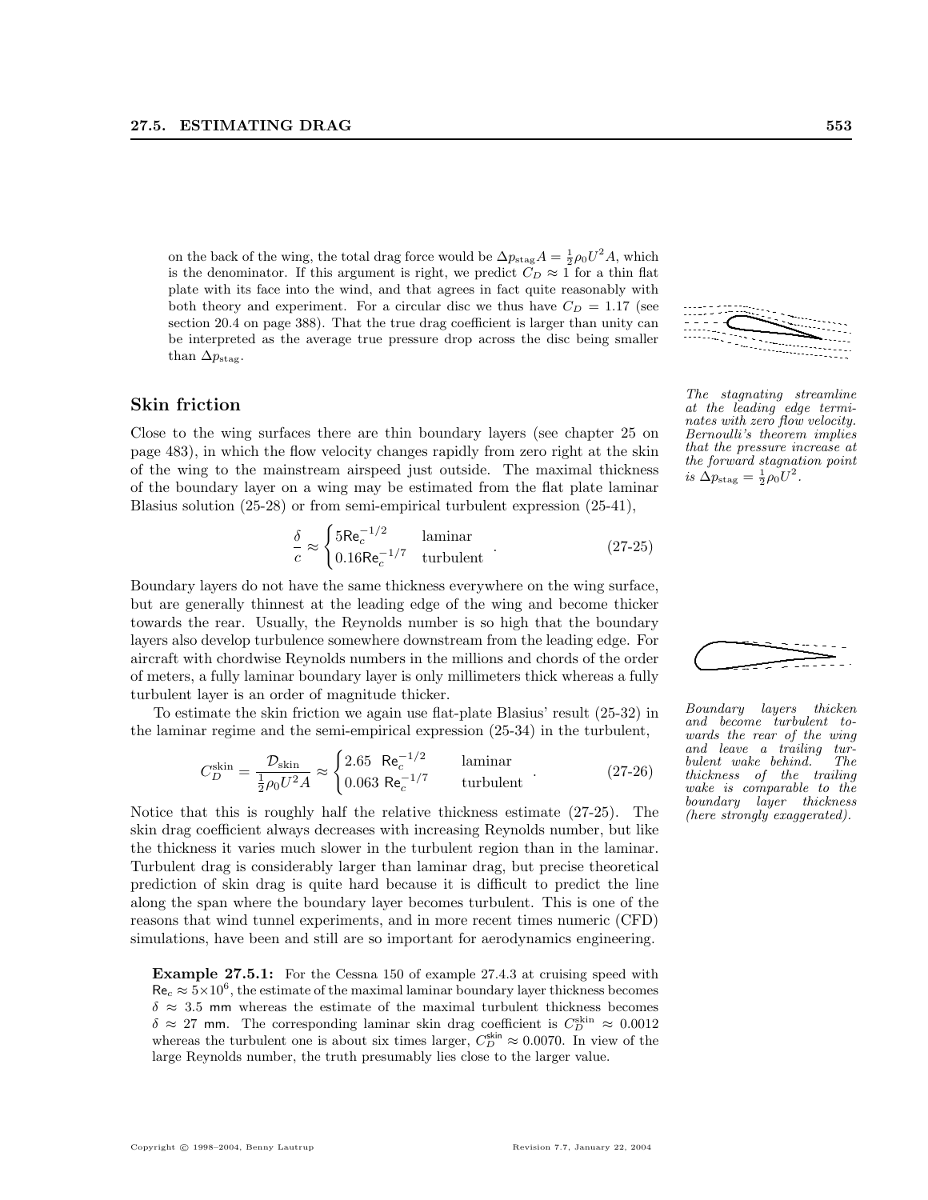on the back of the wing, the total drag force would be $\Delta p_{\rm stag} A = \frac{1}{2}\rho_0 U^2 A$, which is the denominator. If this argument is right, we predict $C_D \approx 1$ for a thin flat plate with its face into the wind, and that agrees in fact quite reasonably with both theory and experiment. For a circular disc we thus have $C_D = 1.17$ (see section 20.4 on page 388). That the true drag coefficient is larger than unity can be interpreted as the average true pressure drop across the disc being smaller than $\Delta p_{\rm stag}$.

*The stagnating streamline at the leading edge terminates with zero flow velocity. Bernoulli's theorem implies that the pressure increase at the forward stagnation point is $\Delta p_{\rm stag} = \frac{1}{2}\rho_0 U^2$.*

## Skin friction

Close to the wing surfaces there are thin boundary layers (see chapter 25 on page 483), in which the flow velocity changes rapidly from zero right at the skin of the wing to the mainstream airspeed just outside. The maximal thickness of the boundary layer on a wing may be estimated from the flat plate laminar Blasius solution (25-28) or from semi-empirical turbulent expression (25-41),

$$\frac{\delta}{c} \approx \begin{cases} 5\mathsf{Re}_c^{-1/2} & \text{laminar} \\ 0.16\mathsf{Re}_c^{-1/7} & \text{turbulent} \end{cases} . \tag{27-25}$$

Boundary layers do not have the same thickness everywhere on the wing surface, but are generally thinnest at the leading edge of the wing and become thicker towards the rear. Usually, the Reynolds number is so high that the boundary layers also develop turbulence somewhere downstream from the leading edge. For aircraft with chordwise Reynolds numbers in the millions and chords of the order of meters, a fully laminar boundary layer is only millimeters thick whereas a fully turbulent layer is an order of magnitude thicker.

*Boundary layers thicken and become turbulent towards the rear of the wing and leave a trailing turbulent wake behind. The thickness of the trailing wake is comparable to the boundary layer thickness (here strongly exaggerated).*

To estimate the skin friction we again use flat-plate Blasius' result (25-32) in the laminar regime and the semi-empirical expression (25-34) in the turbulent,

$$C_D^{\rm skin} = \frac{\mathcal{D}_{\rm skin}}{\frac{1}{2}\rho_0 U^2 A} \approx \begin{cases} 2.65 \;\; \mathsf{Re}_c^{-1/2} & \text{laminar} \\ 0.063 \;\mathsf{Re}_c^{-1/7} & \text{turbulent} \end{cases} . \tag{27-26}$$

Notice that this is roughly half the relative thickness estimate (27-25). The skin drag coefficient always decreases with increasing Reynolds number, but like the thickness it varies much slower in the turbulent region than in the laminar. Turbulent drag is considerably larger than laminar drag, but precise theoretical prediction of skin drag is quite hard because it is difficult to predict the line along the span where the boundary layer becomes turbulent. This is one of the reasons that wind tunnel experiments, and in more recent times numeric (CFD) simulations, have been and still are so important for aerodynamics engineering.

> **Example 27.5.1:** For the Cessna 150 of example 27.4.3 at cruising speed with $\mathsf{Re}_c \approx 5\times10^6$, the estimate of the maximal laminar boundary layer thickness becomes $\delta \approx 3.5$ mm whereas the estimate of the maximal turbulent thickness becomes $\delta \approx 27$ mm. The corresponding laminar skin drag coefficient is $C_D^{\rm skin} \approx 0.0012$ whereas the turbulent one is about six times larger, $C_D^{\rm skin} \approx 0.0070$. In view of the large Reynolds number, the truth presumably lies close to the larger value.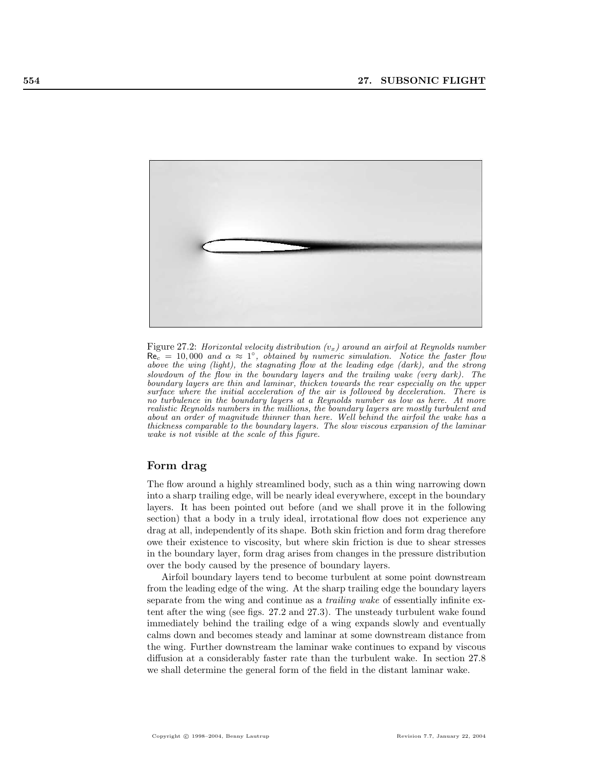Figure 27.2: *Horizontal velocity distribution ($v_x$) around an airfoil at Reynolds number $\mathsf{Re}_c = 10,000$ and $\alpha \approx 1^\circ$, obtained by numeric simulation. Notice the faster flow above the wing (light), the stagnating flow at the leading edge (dark), and the strong slowdown of the flow in the boundary layers and the trailing wake (very dark). The boundary layers are thin and laminar, thicken towards the rear especially on the upper surface where the initial acceleration of the air is followed by deceleration. There is no turbulence in the boundary layers at a Reynolds number as low as here. At more realistic Reynolds numbers in the millions, the boundary layers are mostly turbulent and about an order of magnitude thinner than here. Well behind the airfoil the wake has a thickness comparable to the boundary layers. The slow viscous expansion of the laminar wake is not visible at the scale of this figure.*

### Form drag

The flow around a highly streamlined body, such as a thin wing narrowing down into a sharp trailing edge, will be nearly ideal everywhere, except in the boundary layers. It has been pointed out before (and we shall prove it in the following section) that a body in a truly ideal, irrotational flow does not experience any drag at all, independently of its shape. Both skin friction and form drag therefore owe their existence to viscosity, but where skin friction is due to shear stresses in the boundary layer, form drag arises from changes in the pressure distribution over the body caused by the presence of boundary layers.

Airfoil boundary layers tend to become turbulent at some point downstream from the leading edge of the wing. At the sharp trailing edge the boundary layers separate from the wing and continue as a *trailing wake* of essentially infinite extent after the wing (see figs. 27.2 and 27.3). The unsteady turbulent wake found immediately behind the trailing edge of a wing expands slowly and eventually calms down and becomes steady and laminar at some downstream distance from the wing. Further downstream the laminar wake continues to expand by viscous diffusion at a considerably faster rate than the turbulent wake. In section 27.8 we shall determine the general form of the field in the distant laminar wake.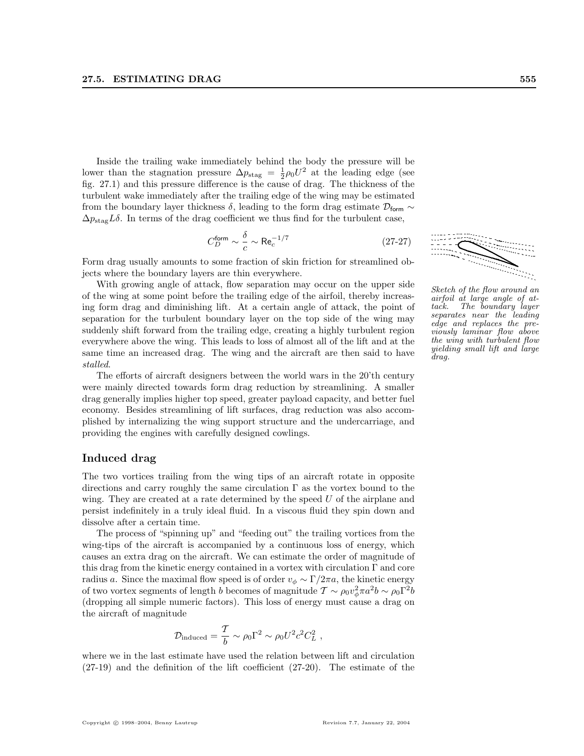Inside the trailing wake immediately behind the body the pressure will be lower than the stagnation pressure $\Delta p_{\text{stag}} = \frac{1}{2}\rho_0 U^2$ at the leading edge (see fig. 27.1) and this pressure difference is the cause of drag. The thickness of the turbulent wake immediately after the trailing edge of the wing may be estimated from the boundary layer thickness $\delta$, leading to the form drag estimate $\mathcal{D}_{\text{form}} \sim \Delta p_{\text{stag}} L\delta$. In terms of the drag coefficient we thus find for the turbulent case,

$$C_D^{\text{form}} \sim \frac{\delta}{c} \sim \mathsf{Re}_c^{-1/7} \tag{27-27}$$

Form drag usually amounts to some fraction of skin friction for streamlined objects where the boundary layers are thin everywhere.

With growing angle of attack, flow separation may occur on the upper side of the wing at some point before the trailing edge of the airfoil, thereby increasing form drag and diminishing lift. At a certain angle of attack, the point of separation for the turbulent boundary layer on the top side of the wing may suddenly shift forward from the trailing edge, creating a highly turbulent region everywhere above the wing. This leads to loss of almost all of the lift and at the same time an increased drag. The wing and the aircraft are then said to have *stalled*.

*Sketch of the flow around an airfoil at large angle of attack. The boundary layer separates near the leading edge and replaces the previously laminar flow above the wing with turbulent flow yielding small lift and large drag.*

The efforts of aircraft designers between the world wars in the 20'th century were mainly directed towards form drag reduction by streamlining. A smaller drag generally implies higher top speed, greater payload capacity, and better fuel economy. Besides streamlining of lift surfaces, drag reduction was also accomplished by internalizing the wing support structure and the undercarriage, and providing the engines with carefully designed cowlings.

## Induced drag

The two vortices trailing from the wing tips of an aircraft rotate in opposite directions and carry roughly the same circulation $\Gamma$ as the vortex bound to the wing. They are created at a rate determined by the speed $U$ of the airplane and persist indefinitely in a truly ideal fluid. In a viscous fluid they spin down and dissolve after a certain time.

The process of "spinning up" and "feeding out" the trailing vortices from the wing-tips of the aircraft is accompanied by a continuous loss of energy, which causes an extra drag on the aircraft. We can estimate the order of magnitude of this drag from the kinetic energy contained in a vortex with circulation $\Gamma$ and core radius $a$. Since the maximal flow speed is of order $v_\phi \sim \Gamma/2\pi a$, the kinetic energy of two vortex segments of length $b$ becomes of magnitude $\mathcal{T} \sim \rho_0 v_\phi^2 \pi a^2 b \sim \rho_0 \Gamma^2 b$ (dropping all simple numeric factors). This loss of energy must cause a drag on the aircraft of magnitude

$$\mathcal{D}_{\text{induced}} = \frac{\mathcal{T}}{b} \sim \rho_0 \Gamma^2 \sim \rho_0 U^2 c^2 C_L^2 \ ,$$

where we in the last estimate have used the relation between lift and circulation (27-19) and the definition of the lift coefficient (27-20). The estimate of the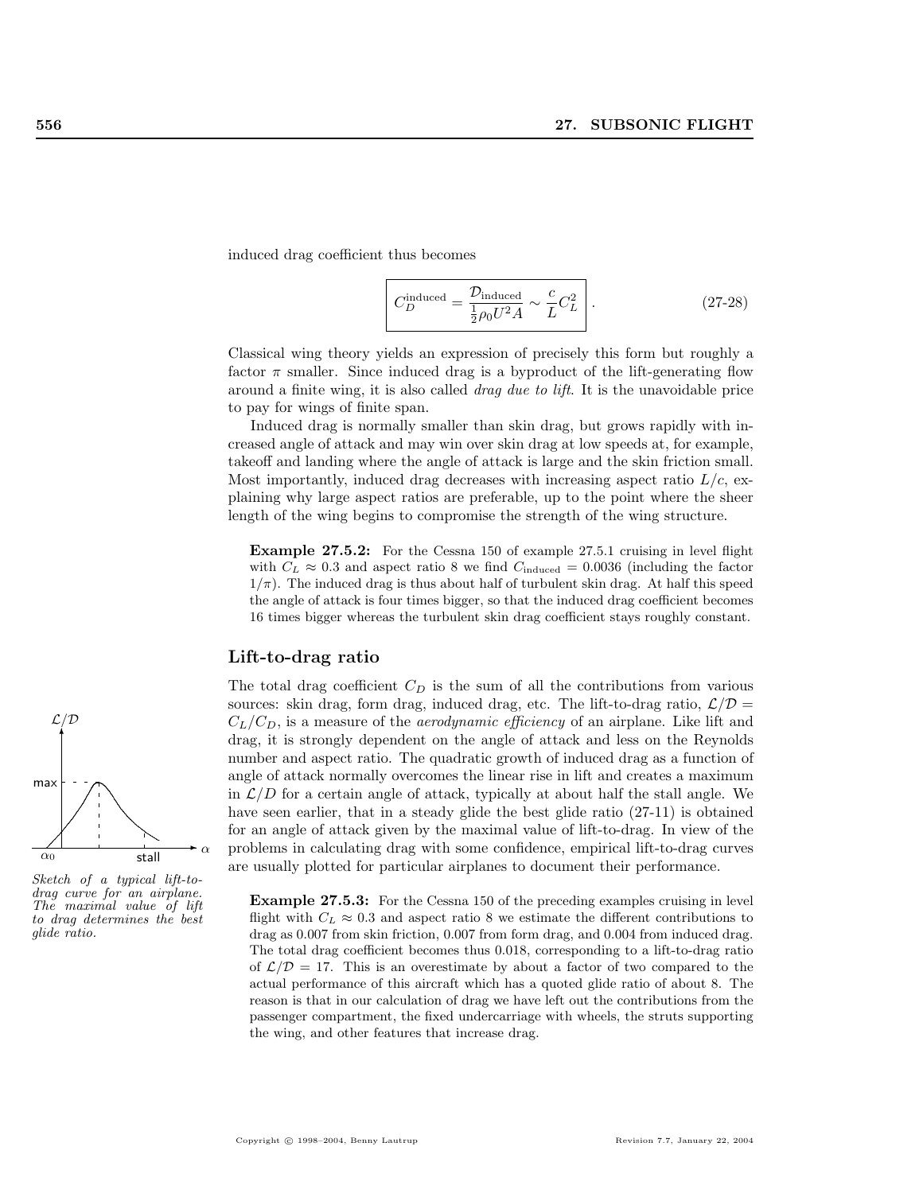induced drag coefficient thus becomes

$$C_D^{\text{induced}} = \frac{\mathcal{D}_{\text{induced}}}{\frac{1}{2}\rho_0 U^2 A} \sim \frac{c}{L} C_L^2 \quad . \tag{27-28}$$

Classical wing theory yields an expression of precisely this form but roughly a factor $\pi$ smaller. Since induced drag is a byproduct of the lift-generating flow around a finite wing, it is also called *drag due to lift*. It is the unavoidable price to pay for wings of finite span.

Induced drag is normally smaller than skin drag, but grows rapidly with increased angle of attack and may win over skin drag at low speeds at, for example, takeoff and landing where the angle of attack is large and the skin friction small. Most importantly, induced drag decreases with increasing aspect ratio $L/c$, explaining why large aspect ratios are preferable, up to the point where the sheer length of the wing begins to compromise the strength of the wing structure.

**Example 27.5.2:** For the Cessna 150 of example 27.5.1 cruising in level flight with $C_L \approx 0.3$ and aspect ratio 8 we find $C_{\text{induced}} = 0.0036$ (including the factor $1/\pi$). The induced drag is thus about half of turbulent skin drag. At half this speed the angle of attack is four times bigger, so that the induced drag coefficient becomes 16 times bigger whereas the turbulent skin drag coefficient stays roughly constant.

## Lift-to-drag ratio

The total drag coefficient $C_D$ is the sum of all the contributions from various sources: skin drag, form drag, induced drag, etc. The lift-to-drag ratio, $\mathcal{L}/\mathcal{D} = C_L/C_D$, is a measure of the *aerodynamic efficiency* of an airplane. Like lift and drag, it is strongly dependent on the angle of attack and less on the Reynolds number and aspect ratio. The quadratic growth of induced drag as a function of angle of attack normally overcomes the linear rise in lift and creates a maximum in $\mathcal{L}/D$ for a certain angle of attack, typically at about half the stall angle. We have seen earlier, that in a steady glide the best glide ratio (27-11) is obtained for an angle of attack given by the maximal value of lift-to-drag. In view of the problems in calculating drag with some confidence, empirical lift-to-drag curves are usually plotted for particular airplanes to document their performance.

*Sketch of a typical lift-to-drag curve for an airplane. The maximal value of lift to drag determines the best glide ratio.*

**Example 27.5.3:** For the Cessna 150 of the preceding examples cruising in level flight with $C_L \approx 0.3$ and aspect ratio 8 we estimate the different contributions to drag as 0.007 from skin friction, 0.007 from form drag, and 0.004 from induced drag. The total drag coefficient becomes thus 0.018, corresponding to a lift-to-drag ratio of $\mathcal{L}/\mathcal{D} = 17$. This is an overestimate by about a factor of two compared to the actual performance of this aircraft which has a quoted glide ratio of about 8. The reason is that in our calculation of drag we have left out the contributions from the passenger compartment, the fixed undercarriage with wheels, the struts supporting the wing, and other features that increase drag.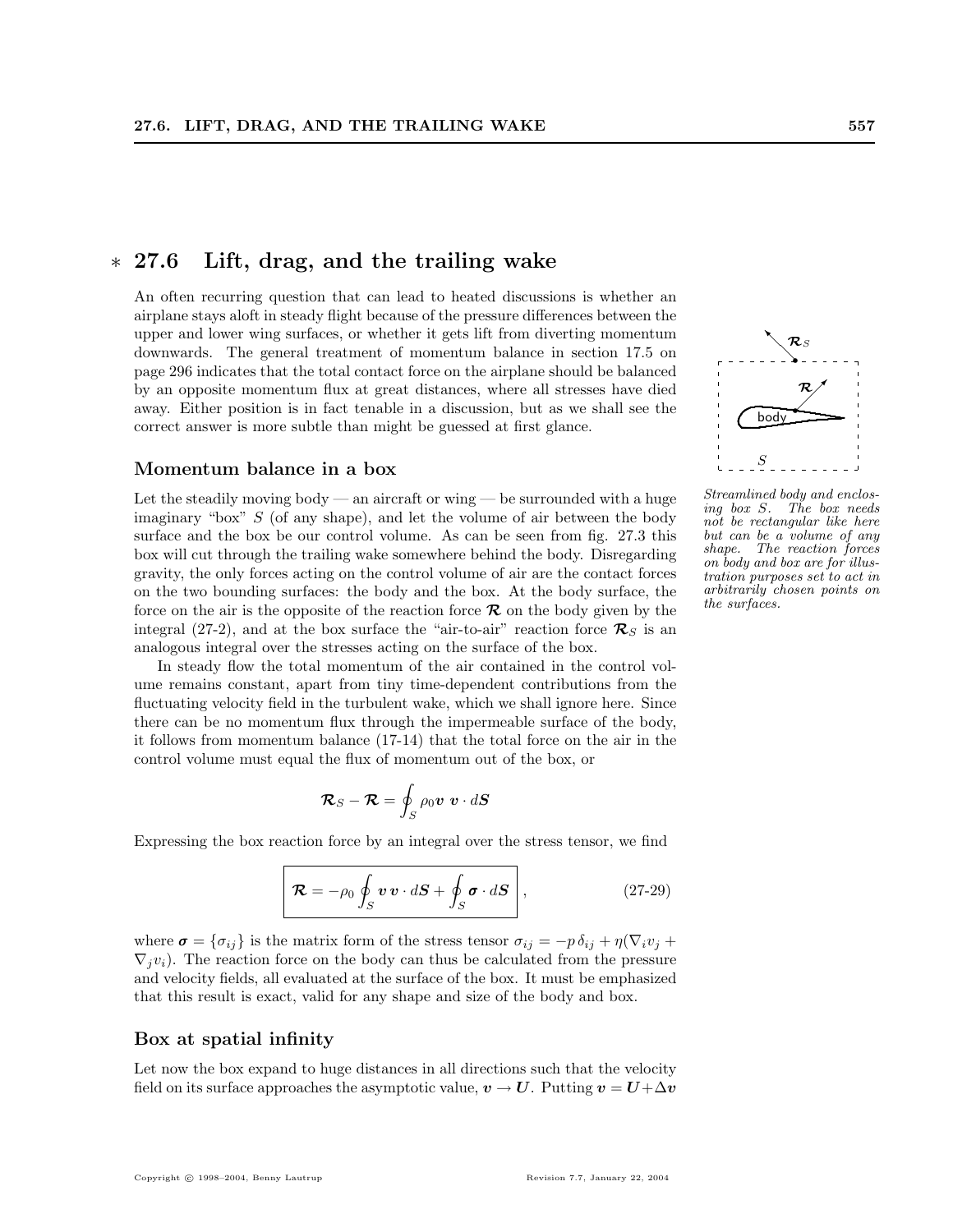## ∗ 27.6 Lift, drag, and the trailing wake

An often recurring question that can lead to heated discussions is whether an airplane stays aloft in steady flight because of the pressure differences between the upper and lower wing surfaces, or whether it gets lift from diverting momentum downwards. The general treatment of momentum balance in section 17.5 on page 296 indicates that the total contact force on the airplane should be balanced by an opposite momentum flux at great distances, where all stresses have died away. Either position is in fact tenable in a discussion, but as we shall see the correct answer is more subtle than might be guessed at first glance.

*Streamlined body and enclosing box $S$. The box needs not be rectangular like here but can be a volume of any shape. The reaction forces on body and box are for illustration purposes set to act in arbitrarily chosen points on the surfaces.*

### Momentum balance in a box

Let the steadily moving body — an aircraft or wing — be surrounded with a huge imaginary "box" $S$ (of any shape), and let the volume of air between the body surface and the box be our control volume. As can be seen from fig. 27.3 this box will cut through the trailing wake somewhere behind the body. Disregarding gravity, the only forces acting on the control volume of air are the contact forces on the two bounding surfaces: the body and the box. At the body surface, the force on the air is the opposite of the reaction force $\boldsymbol{\mathcal{R}}$ on the body given by the integral (27-2), and at the box surface the "air-to-air" reaction force $\boldsymbol{\mathcal{R}}_S$ is an analogous integral over the stresses acting on the surface of the box.

In steady flow the total momentum of the air contained in the control volume remains constant, apart from tiny time-dependent contributions from the fluctuating velocity field in the turbulent wake, which we shall ignore here. Since there can be no momentum flux through the impermeable surface of the body, it follows from momentum balance (17-14) that the total force on the air in the control volume must equal the flux of momentum out of the box, or

$$\boldsymbol{\mathcal{R}}_S - \boldsymbol{\mathcal{R}} = \oint_S \rho_0 \boldsymbol{v}\ \boldsymbol{v} \cdot d\boldsymbol{S}$$

Expressing the box reaction force by an integral over the stress tensor, we find

$$\boxed{\boldsymbol{\mathcal{R}} = -\rho_0 \oint_S \boldsymbol{v}\,\boldsymbol{v} \cdot d\boldsymbol{S} + \oint_S \boldsymbol{\sigma} \cdot d\boldsymbol{S}}\ , \tag{27-29}$$

where $\boldsymbol{\sigma} = \{\sigma_{ij}\}$ is the matrix form of the stress tensor $\sigma_{ij} = -p\,\delta_{ij} + \eta(\nabla_i v_j + \nabla_j v_i)$. The reaction force on the body can thus be calculated from the pressure and velocity fields, all evaluated at the surface of the box. It must be emphasized that this result is exact, valid for any shape and size of the body and box.

### Box at spatial infinity

Let now the box expand to huge distances in all directions such that the velocity field on its surface approaches the asymptotic value, $\boldsymbol{v} \to \boldsymbol{U}$. Putting $\boldsymbol{v} = \boldsymbol{U} + \Delta\boldsymbol{v}$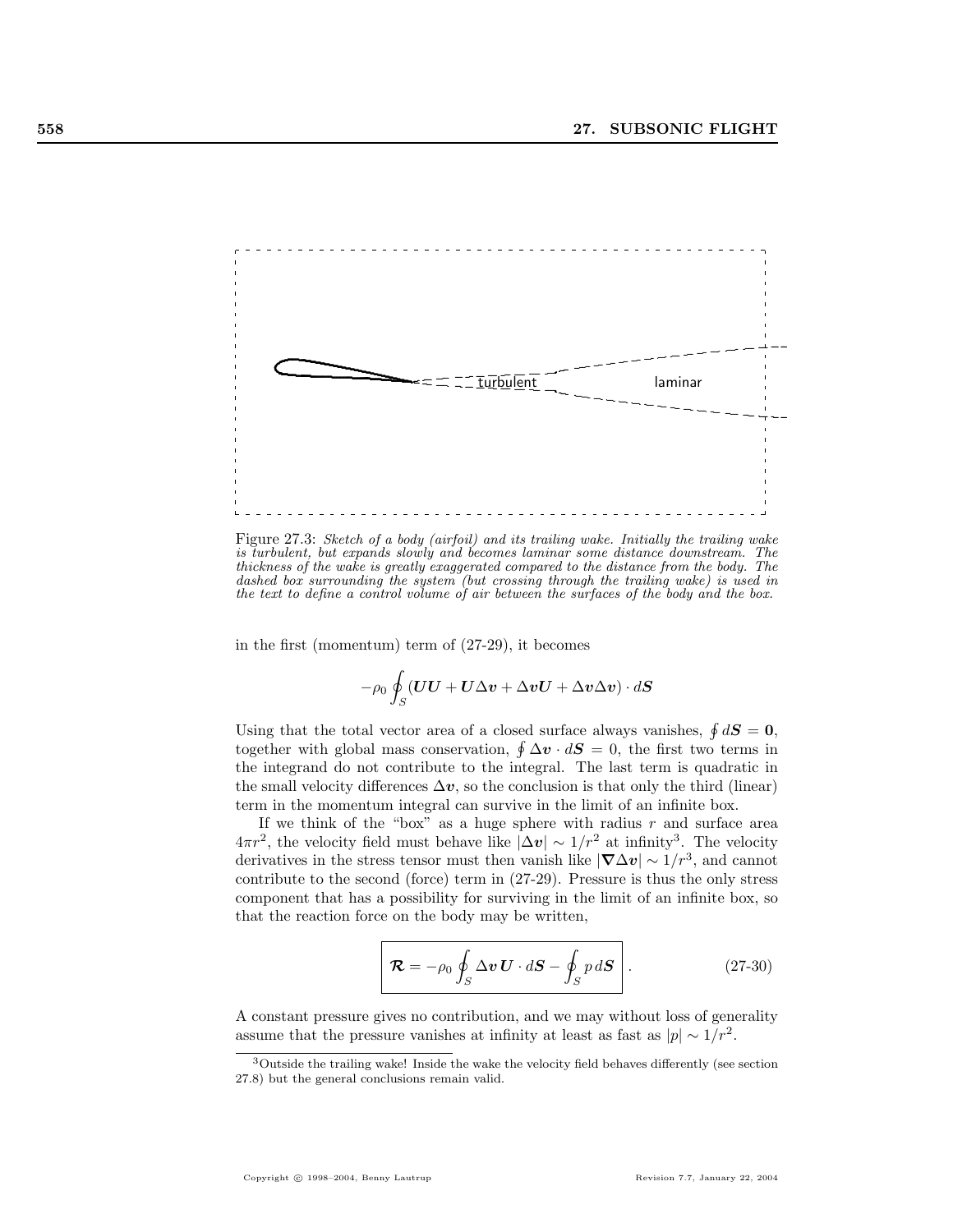Figure 27.3: *Sketch of a body (airfoil) and its trailing wake. Initially the trailing wake is turbulent, but expands slowly and becomes laminar some distance downstream. The thickness of the wake is greatly exaggerated compared to the distance from the body. The dashed box surrounding the system (but crossing through the trailing wake) is used in the text to define a control volume of air between the surfaces of the body and the box.*

in the first (momentum) term of (27-29), it becomes

$$-\rho_0 \oint_S (\boldsymbol{U}\boldsymbol{U} + \boldsymbol{U}\Delta\boldsymbol{v} + \Delta\boldsymbol{v}\boldsymbol{U} + \Delta\boldsymbol{v}\Delta\boldsymbol{v}) \cdot d\boldsymbol{S}$$

Using that the total vector area of a closed surface always vanishes, $\oint d\boldsymbol{S} = \boldsymbol{0}$, together with global mass conservation, $\oint \Delta\boldsymbol{v} \cdot d\boldsymbol{S} = 0$, the first two terms in the integrand do not contribute to the integral. The last term is quadratic in the small velocity differences $\Delta\boldsymbol{v}$, so the conclusion is that only the third (linear) term in the momentum integral can survive in the limit of an infinite box.

If we think of the "box" as a huge sphere with radius $r$ and surface area $4\pi r^2$, the velocity field must behave like $|\Delta\boldsymbol{v}| \sim 1/r^2$ at infinity[3]. The velocity derivatives in the stress tensor must then vanish like $|\boldsymbol{\nabla}\Delta\boldsymbol{v}| \sim 1/r^3$, and cannot contribute to the second (force) term in (27-29). Pressure is thus the only stress component that has a possibility for surviving in the limit of an infinite box, so that the reaction force on the body may be written,

$$\boxed{\boldsymbol{\mathcal{R}} = -\rho_0 \oint_S \Delta\boldsymbol{v}\,\boldsymbol{U} \cdot d\boldsymbol{S} - \oint_S p\, d\boldsymbol{S}} \,. \tag{27-30}$$

A constant pressure gives no contribution, and we may without loss of generality assume that the pressure vanishes at infinity at least as fast as $|p| \sim 1/r^2$.

[3] Outside the trailing wake! Inside the wake the velocity field behaves differently (see section 27.8) but the general conclusions remain valid.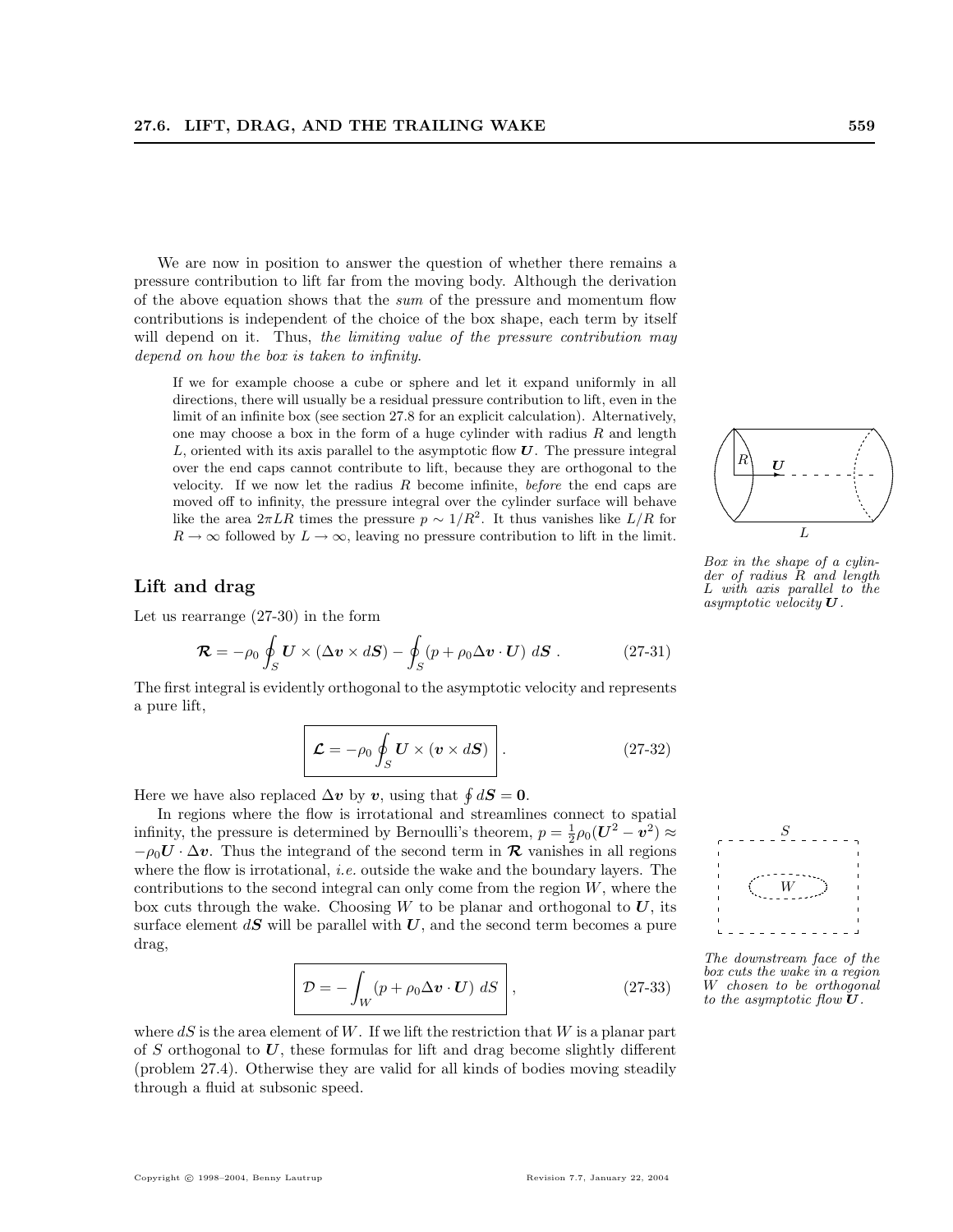We are now in position to answer the question of whether there remains a pressure contribution to lift far from the moving body. Although the derivation of the above equation shows that the *sum* of the pressure and momentum flow contributions is independent of the choice of the box shape, each term by itself will depend on it. Thus, *the limiting value of the pressure contribution may depend on how the box is taken to infinity*.

> If we for example choose a cube or sphere and let it expand uniformly in all directions, there will usually be a residual pressure contribution to lift, even in the limit of an infinite box (see section 27.8 for an explicit calculation). Alternatively, one may choose a box in the form of a huge cylinder with radius $R$ and length $L$, oriented with its axis parallel to the asymptotic flow $\boldsymbol{U}$. The pressure integral over the end caps cannot contribute to lift, because they are orthogonal to the velocity. If we now let the radius $R$ become infinite, *before* the end caps are moved off to infinity, the pressure integral over the cylinder surface will behave like the area $2\pi LR$ times the pressure $p \sim 1/R^2$. It thus vanishes like $L/R$ for $R \to \infty$ followed by $L \to \infty$, leaving no pressure contribution to lift in the limit.

*Box in the shape of a cylinder of radius $R$ and length $L$ with axis parallel to the asymptotic velocity $\boldsymbol{U}$.*

## Lift and drag

Let us rearrange (27-30) in the form

$$\boldsymbol{\mathcal{R}} = -\rho_0 \oint_S \boldsymbol{U} \times (\Delta \boldsymbol{v} \times d\boldsymbol{S}) - \oint_S (p + \rho_0 \Delta \boldsymbol{v} \cdot \boldsymbol{U}) \, d\boldsymbol{S} \, . \tag{27-31}$$

The first integral is evidently orthogonal to the asymptotic velocity and represents a pure lift,

$$\boldsymbol{\mathcal{L}} = -\rho_0 \oint_S \boldsymbol{U} \times (\boldsymbol{v} \times d\boldsymbol{S}) \, . \tag{27-32}$$

Here we have also replaced $\Delta \boldsymbol{v}$ by $\boldsymbol{v}$, using that $\oint d\boldsymbol{S} = \boldsymbol{0}$.

In regions where the flow is irrotational and streamlines connect to spatial infinity, the pressure is determined by Bernoulli's theorem, $p = \frac{1}{2}\rho_0(\boldsymbol{U}^2 - \boldsymbol{v}^2) \approx -\rho_0 \boldsymbol{U} \cdot \Delta \boldsymbol{v}$. Thus the integrand of the second term in $\boldsymbol{\mathcal{R}}$ vanishes in all regions where the flow is irrotational, *i.e.* outside the wake and the boundary layers. The contributions to the second integral can only come from the region $W$, where the box cuts through the wake. Choosing $W$ to be planar and orthogonal to $\boldsymbol{U}$, its surface element $d\boldsymbol{S}$ will be parallel with $\boldsymbol{U}$, and the second term becomes a pure drag,

$$\mathcal{D} = -\int_W (p + \rho_0 \Delta \boldsymbol{v} \cdot \boldsymbol{U}) \, dS \, , \tag{27-33}$$

*The downstream face of the box cuts the wake in a region $W$ chosen to be orthogonal to the asymptotic flow $\boldsymbol{U}$.*

where $dS$ is the area element of $W$. If we lift the restriction that $W$ is a planar part of $S$ orthogonal to $\boldsymbol{U}$, these formulas for lift and drag become slightly different (problem 27.4). Otherwise they are valid for all kinds of bodies moving steadily through a fluid at subsonic speed.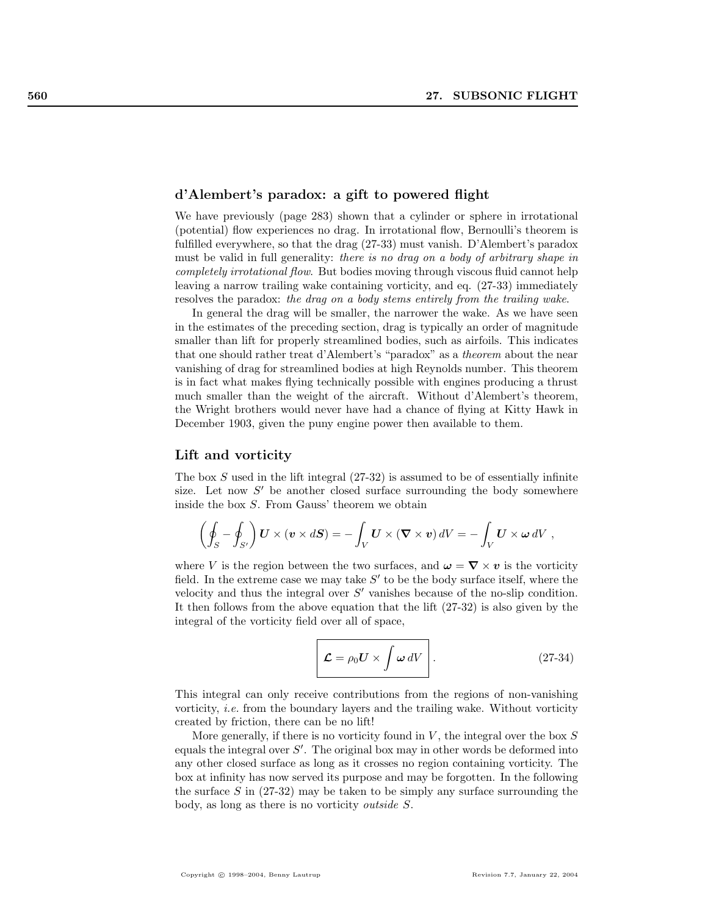## d'Alembert's paradox: a gift to powered flight

We have previously (page 283) shown that a cylinder or sphere in irrotational (potential) flow experiences no drag. In irrotational flow, Bernoulli's theorem is fulfilled everywhere, so that the drag (27-33) must vanish. D'Alembert's paradox must be valid in full generality: *there is no drag on a body of arbitrary shape in completely irrotational flow*. But bodies moving through viscous fluid cannot help leaving a narrow trailing wake containing vorticity, and eq. (27-33) immediately resolves the paradox: *the drag on a body stems entirely from the trailing wake*.

In general the drag will be smaller, the narrower the wake. As we have seen in the estimates of the preceding section, drag is typically an order of magnitude smaller than lift for properly streamlined bodies, such as airfoils. This indicates that one should rather treat d'Alembert's "paradox" as a *theorem* about the near vanishing of drag for streamlined bodies at high Reynolds number. This theorem is in fact what makes flying technically possible with engines producing a thrust much smaller than the weight of the aircraft. Without d'Alembert's theorem, the Wright brothers would never have had a chance of flying at Kitty Hawk in December 1903, given the puny engine power then available to them.

## Lift and vorticity

The box $S$ used in the lift integral (27-32) is assumed to be of essentially infinite size. Let now $S'$ be another closed surface surrounding the body somewhere inside the box $S$. From Gauss' theorem we obtain

$$\left(\oint_S - \oint_{S'}\right) \boldsymbol{U} \times (\boldsymbol{v} \times d\boldsymbol{S}) = -\int_V \boldsymbol{U} \times (\boldsymbol{\nabla} \times \boldsymbol{v})\, dV = -\int_V \boldsymbol{U} \times \boldsymbol{\omega}\, dV \ ,$$

where $V$ is the region between the two surfaces, and $\boldsymbol{\omega} = \boldsymbol{\nabla} \times \boldsymbol{v}$ is the vorticity field. In the extreme case we may take $S'$ to be the body surface itself, where the velocity and thus the integral over $S'$ vanishes because of the no-slip condition. It then follows from the above equation that the lift (27-32) is also given by the integral of the vorticity field over all of space,

$$\boxed{\boldsymbol{\mathcal{L}} = \rho_0 \boldsymbol{U} \times \int \boldsymbol{\omega}\, dV} \ . \tag{27-34}$$

This integral can only receive contributions from the regions of non-vanishing vorticity, *i.e.* from the boundary layers and the trailing wake. Without vorticity created by friction, there can be no lift!

More generally, if there is no vorticity found in $V$, the integral over the box $S$ equals the integral over $S'$. The original box may in other words be deformed into any other closed surface as long as it crosses no region containing vorticity. The box at infinity has now served its purpose and may be forgotten. In the following the surface $S$ in (27-32) may be taken to be simply any surface surrounding the body, as long as there is no vorticity *outside* $S$.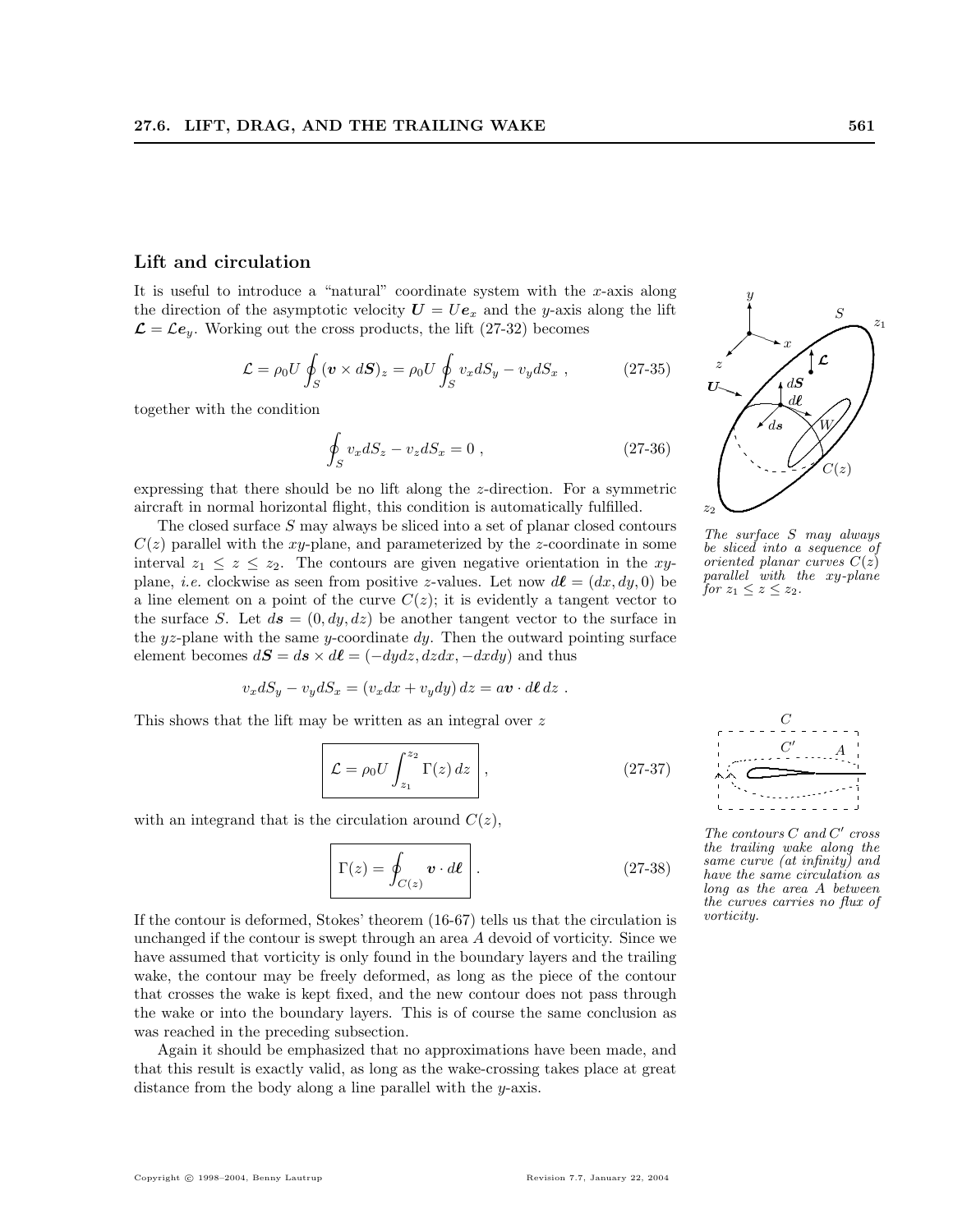## Lift and circulation

It is useful to introduce a "natural" coordinate system with the $x$-axis along the direction of the asymptotic velocity $\boldsymbol{U} = U\boldsymbol{e}_x$ and the $y$-axis along the lift $\boldsymbol{\mathcal{L}} = \mathcal{L}\boldsymbol{e}_y$. Working out the cross products, the lift (27-32) becomes

$$\mathcal{L} = \rho_0 U \oint_S (\boldsymbol{v} \times d\boldsymbol{S})_z = \rho_0 U \oint_S v_x dS_y - v_y dS_x \ , \tag{27-35}$$

together with the condition

$$\oint_S v_x dS_z - v_z dS_x = 0 \ , \tag{27-36}$$

expressing that there should be no lift along the $z$-direction. For a symmetric aircraft in normal horizontal flight, this condition is automatically fulfilled.

The closed surface $S$ may always be sliced into a set of planar closed contours $C(z)$ parallel with the $xy$-plane, and parameterized by the $z$-coordinate in some interval $z_1 \leq z \leq z_2$. The contours are given negative orientation in the $xy$-plane, *i.e.* clockwise as seen from positive $z$-values. Let now $d\boldsymbol{\ell} = (dx, dy, 0)$ be a line element on a point of the curve $C(z)$; it is evidently a tangent vector to the surface $S$. Let $d\boldsymbol{s} = (0, dy, dz)$ be another tangent vector to the surface in the $yz$-plane with the same $y$-coordinate $dy$. Then the outward pointing surface element becomes $d\boldsymbol{S} = d\boldsymbol{s} \times d\boldsymbol{\ell} = (-dydz, dzdx, -dxdy)$ and thus

$$v_x dS_y - v_y dS_x = (v_x dx + v_y dy)\, dz = a\boldsymbol{v} \cdot d\boldsymbol{\ell}\, dz \ .$$

*The surface $S$ may always be sliced into a sequence of oriented planar curves $C(z)$ parallel with the $xy$-plane for $z_1 \leq z \leq z_2$.*

This shows that the lift may be written as an integral over $z$

$$\boxed{\mathcal{L} = \rho_0 U \int_{z_1}^{z_2} \Gamma(z)\, dz} \ , \tag{27-37}$$

with an integrand that is the circulation around $C(z)$,

$$\boxed{\Gamma(z) = \oint_{C(z)} \boldsymbol{v} \cdot d\boldsymbol{\ell}} \ . \tag{27-38}$$

*The contours $C$ and $C'$ cross the trailing wake along the same curve (at infinity) and have the same circulation as long as the area $A$ between the curves carries no flux of vorticity.*

If the contour is deformed, Stokes' theorem (16-67) tells us that the circulation is unchanged if the contour is swept through an area $A$ devoid of vorticity. Since we have assumed that vorticity is only found in the boundary layers and the trailing wake, the contour may be freely deformed, as long as the piece of the contour that crosses the wake is kept fixed, and the new contour does not pass through the wake or into the boundary layers. This is of course the same conclusion as was reached in the preceding subsection.

Again it should be emphasized that no approximations have been made, and that this result is exactly valid, as long as the wake-crossing takes place at great distance from the body along a line parallel with the $y$-axis.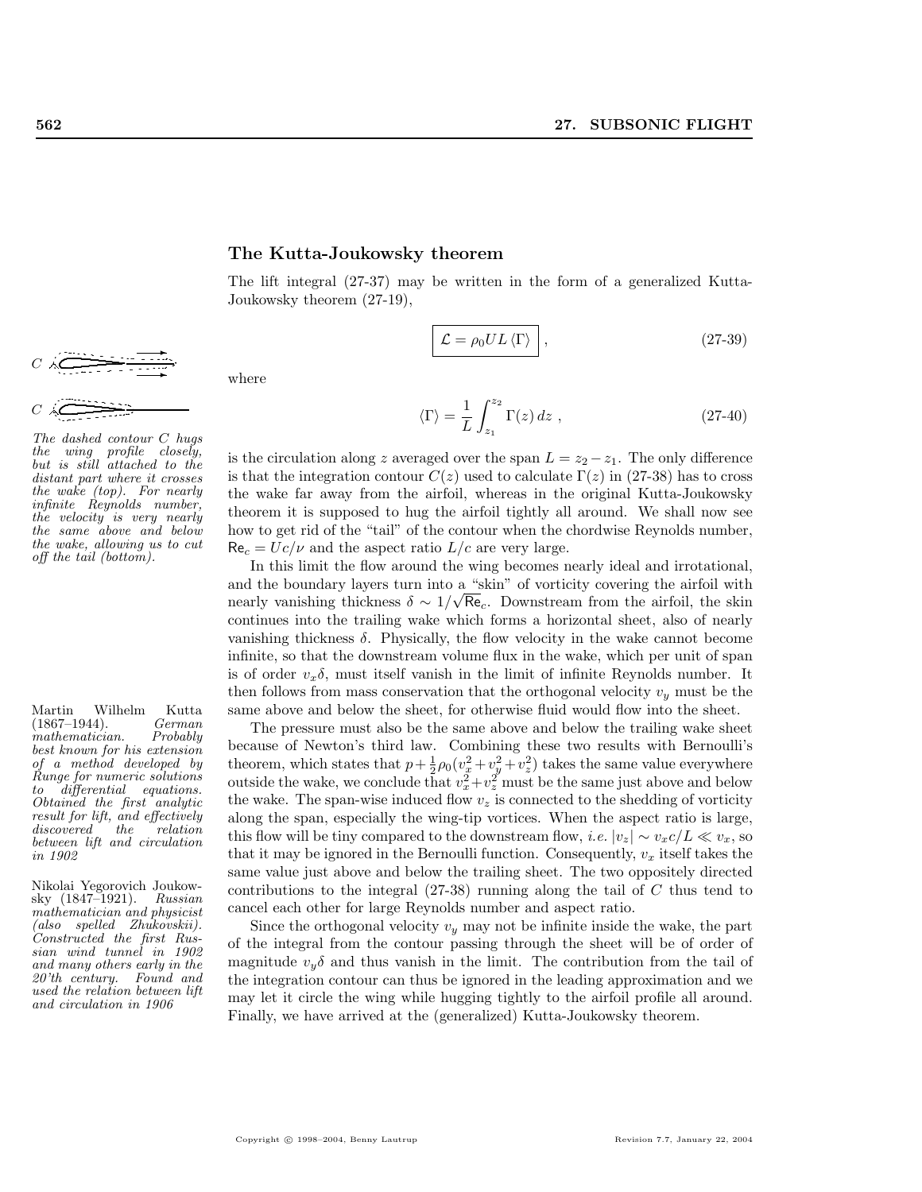## The Kutta-Joukowsky theorem

The lift integral (27-37) may be written in the form of a generalized Kutta-Joukowsky theorem (27-19),

$$\boxed{\mathcal{L} = \rho_0 U L \langle\Gamma\rangle} \,, \tag{27-39}$$

where

$$\langle\Gamma\rangle = \frac{1}{L}\int_{z_1}^{z_2} \Gamma(z)\, dz \,, \tag{27-40}$$

is the circulation along $z$ averaged over the span $L = z_2 - z_1$. The only difference is that the integration contour $C(z)$ used to calculate $\Gamma(z)$ in (27-38) has to cross the wake far away from the airfoil, whereas in the original Kutta-Joukowsky theorem it is supposed to hug the airfoil tightly all around. We shall now see how to get rid of the "tail" of the contour when the chordwise Reynolds number, $\mathsf{Re}_c = Uc/\nu$ and the aspect ratio $L/c$ are very large.

*The dashed contour C hugs the wing profile closely, but is still attached to the distant part where it crosses the wake (top). For nearly infinite Reynolds number, the velocity is very nearly the same above and below the wake, allowing us to cut off the tail (bottom).*

In this limit the flow around the wing becomes nearly ideal and irrotational, and the boundary layers turn into a "skin" of vorticity covering the airfoil with nearly vanishing thickness $\delta \sim 1/\sqrt{\mathsf{Re}_c}$. Downstream from the airfoil, the skin continues into the trailing wake which forms a horizontal sheet, also of nearly vanishing thickness $\delta$. Physically, the flow velocity in the wake cannot become infinite, so that the downstream volume flux in the wake, which per unit of span is of order $v_x\delta$, must itself vanish in the limit of infinite Reynolds number. It then follows from mass conservation that the orthogonal velocity $v_y$ must be the same above and below the sheet, for otherwise fluid would flow into the sheet.

Martin Wilhelm Kutta (1867–1944). *German mathematician. Probably best known for his extension of a method developed by Runge for numeric solutions to differential equations. Obtained the first analytic result for lift, and effectively discovered the relation between lift and circulation in 1902*

Nikolai Yegorovich Joukowsky (1847–1921). *Russian mathematician and physicist (also spelled Zhukovskii). Constructed the first Russian wind tunnel in 1902 and many others early in the 20'th century. Found and used the relation between lift and circulation in 1906*

The pressure must also be the same above and below the trailing wake sheet because of Newton's third law. Combining these two results with Bernoulli's theorem, which states that $p + \frac{1}{2}\rho_0(v_x^2 + v_y^2 + v_z^2)$ takes the same value everywhere outside the wake, we conclude that $v_x^2 + v_z^2$ must be the same just above and below the wake. The span-wise induced flow $v_z$ is connected to the shedding of vorticity along the span, especially the wing-tip vortices. When the aspect ratio is large, this flow will be tiny compared to the downstream flow, *i.e.* $|v_z| \sim v_x c/L \ll v_x$, so that it may be ignored in the Bernoulli function. Consequently, $v_x$ itself takes the same value just above and below the trailing sheet. The two oppositely directed contributions to the integral (27-38) running along the tail of $C$ thus tend to cancel each other for large Reynolds number and aspect ratio.

Since the orthogonal velocity $v_y$ may not be infinite inside the wake, the part of the integral from the contour passing through the sheet will be of order of magnitude $v_y\delta$ and thus vanish in the limit. The contribution from the tail of the integration contour can thus be ignored in the leading approximation and we may let it circle the wing while hugging tightly to the airfoil profile all around. Finally, we have arrived at the (generalized) Kutta-Joukowsky theorem.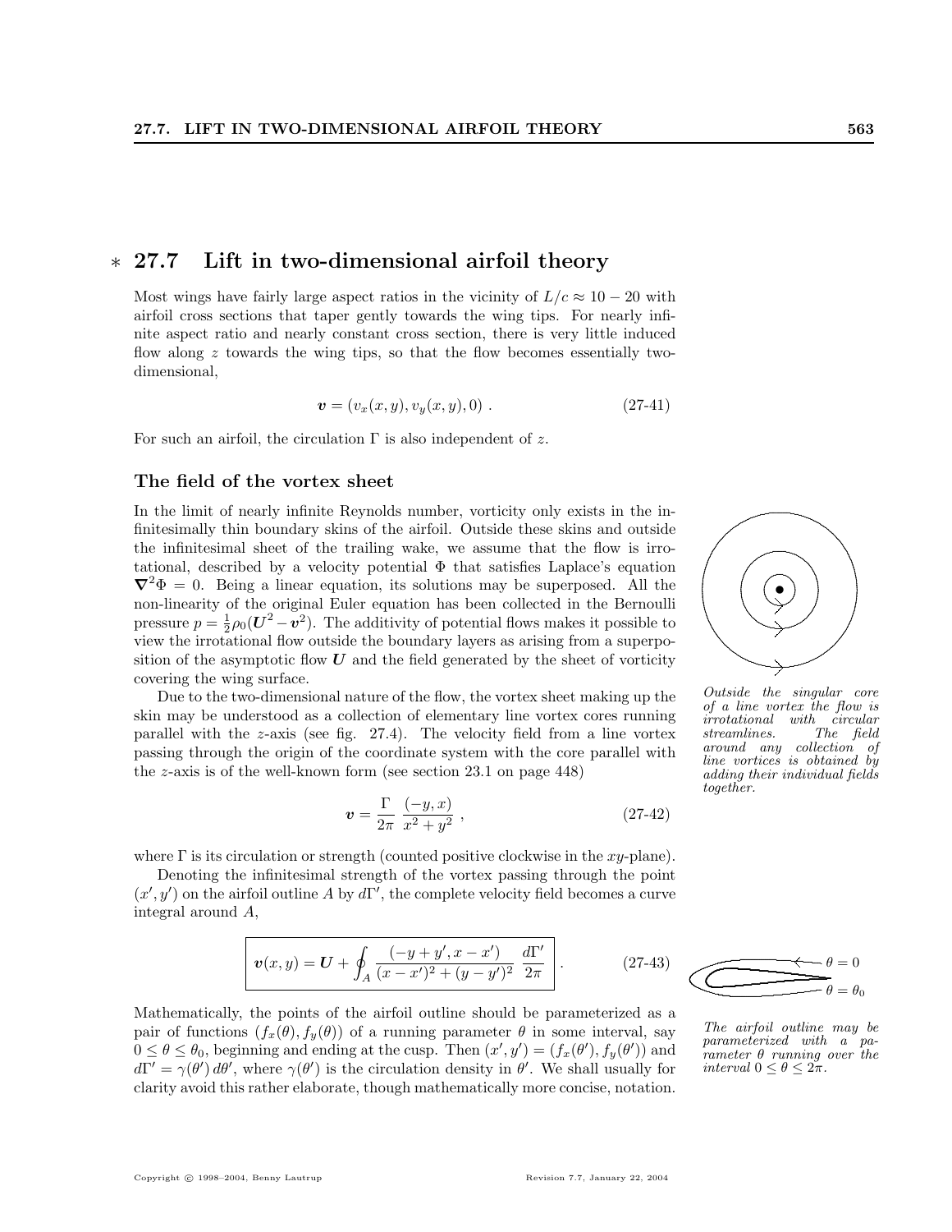## ∗ 27.7 Lift in two-dimensional airfoil theory

Most wings have fairly large aspect ratios in the vicinity of $L/c \approx 10-20$ with airfoil cross sections that taper gently towards the wing tips. For nearly infinite aspect ratio and nearly constant cross section, there is very little induced flow along $z$ towards the wing tips, so that the flow becomes essentially two-dimensional,

$$\boldsymbol{v} = (v_x(x,y), v_y(x,y), 0) \, . \tag{27-41}$$

For such an airfoil, the circulation $\Gamma$ is also independent of $z$.

### The field of the vortex sheet

In the limit of nearly infinite Reynolds number, vorticity only exists in the infinitesimally thin boundary skins of the airfoil. Outside these skins and outside the infinitesimal sheet of the trailing wake, we assume that the flow is irrotational, described by a velocity potential $\Phi$ that satisfies Laplace's equation $\boldsymbol{\nabla}^2\Phi = 0$. Being a linear equation, its solutions may be superposed. All the non-linearity of the original Euler equation has been collected in the Bernoulli pressure $p = \frac{1}{2}\rho_0(\boldsymbol{U}^2 - \boldsymbol{v}^2)$. The additivity of potential flows makes it possible to view the irrotational flow outside the boundary layers as arising from a superposition of the asymptotic flow $\boldsymbol{U}$ and the field generated by the sheet of vorticity covering the wing surface.

*Outside the singular core of a line vortex the flow is irrotational with circular streamlines. The field around any collection of line vortices is obtained by adding their individual fields together.*

Due to the two-dimensional nature of the flow, the vortex sheet making up the skin may be understood as a collection of elementary line vortex cores running parallel with the $z$-axis (see fig. 27.4). The velocity field from a line vortex passing through the origin of the coordinate system with the core parallel with the $z$-axis is of the well-known form (see section 23.1 on page 448)

$$\boldsymbol{v} = \frac{\Gamma}{2\pi} \, \frac{(-y, x)}{x^2 + y^2} \, , \tag{27-42}$$

where $\Gamma$ is its circulation or strength (counted positive clockwise in the $xy$-plane).

Denoting the infinitesimal strength of the vortex passing through the point $(x', y')$ on the airfoil outline $A$ by $d\Gamma'$, the complete velocity field becomes a curve integral around $A$,

$$\boxed{\boldsymbol{v}(x,y) = \boldsymbol{U} + \oint_A \frac{(-y+y', x-x')}{(x-x')^2 + (y-y')^2} \, \frac{d\Gamma'}{2\pi}} \, . \tag{27-43}$$

*The airfoil outline may be parameterized with a parameter $\theta$ running over the interval $0 \leq \theta \leq 2\pi$.* ($\theta = 0$, $\theta = \theta_0$)

Mathematically, the points of the airfoil outline should be parameterized as a pair of functions $(f_x(\theta), f_y(\theta))$ of a running parameter $\theta$ in some interval, say $0 \leq \theta \leq \theta_0$, beginning and ending at the cusp. Then $(x', y') = (f_x(\theta'), f_y(\theta'))$ and $d\Gamma' = \gamma(\theta')\,d\theta'$, where $\gamma(\theta')$ is the circulation density in $\theta'$. We shall usually for clarity avoid this rather elaborate, though mathematically more concise, notation.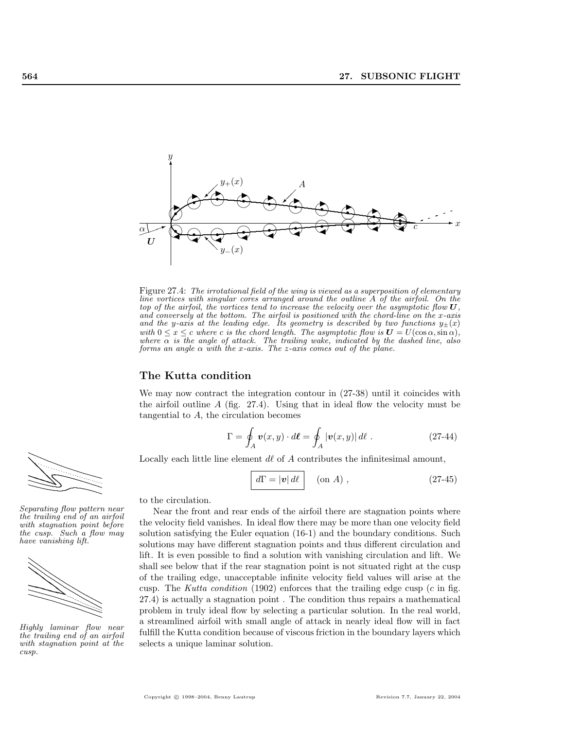Figure 27.4: *The irrotational field of the wing is viewed as a superposition of elementary line vortices with singular cores arranged around the outline A of the airfoil. On the top of the airfoil, the vortices tend to increase the velocity over the asymptotic flow* $\boldsymbol{U}$*, and conversely at the bottom. The airfoil is positioned with the chord-line on the x-axis and the y-axis at the leading edge. Its geometry is described by two functions* $y_\pm(x)$ *with* $0 \le x \le c$ *where c is the chord length. The asymptotic flow is* $\boldsymbol{U} = U(\cos\alpha, \sin\alpha)$*, where* $\alpha$ *is the angle of attack. The trailing wake, indicated by the dashed line, also forms an angle* $\alpha$ *with the x-axis. The z-axis comes out of the plane.*

## The Kutta condition

We may now contract the integration contour in (27-38) until it coincides with the airfoil outline $A$ (fig. 27.4). Using that in ideal flow the velocity must be tangential to $A$, the circulation becomes

$$\Gamma = \oint_A \boldsymbol{v}(x,y) \cdot d\boldsymbol{\ell} = \oint_A |\boldsymbol{v}(x,y)| \, d\ell \, . \tag{27-44}$$

Locally each little line element $d\ell$ of $A$ contributes the infinitesimal amount,

$$\boxed{d\Gamma = |\boldsymbol{v}| \, d\ell} \qquad (\text{on } A) \, , \tag{27-45}$$

to the circulation.

*Separating flow pattern near the trailing end of an airfoil with stagnation point before the cusp. Such a flow may have vanishing lift.*

*Highly laminar flow near the trailing end of an airfoil with stagnation point at the cusp.*

Near the front and rear ends of the airfoil there are stagnation points where the velocity field vanishes. In ideal flow there may be more than one velocity field solution satisfying the Euler equation (16-1) and the boundary conditions. Such solutions may have different stagnation points and thus different circulation and lift. It is even possible to find a solution with vanishing circulation and lift. We shall see below that if the rear stagnation point is not situated right at the cusp of the trailing edge, unacceptable infinite velocity field values will arise at the cusp. The *Kutta condition* (1902) enforces that the trailing edge cusp ($c$ in fig. 27.4) is actually a stagnation point . The condition thus repairs a mathematical problem in truly ideal flow by selecting a particular solution. In the real world, a streamlined airfoil with small angle of attack in nearly ideal flow will in fact fulfill the Kutta condition because of viscous friction in the boundary layers which selects a unique laminar solution.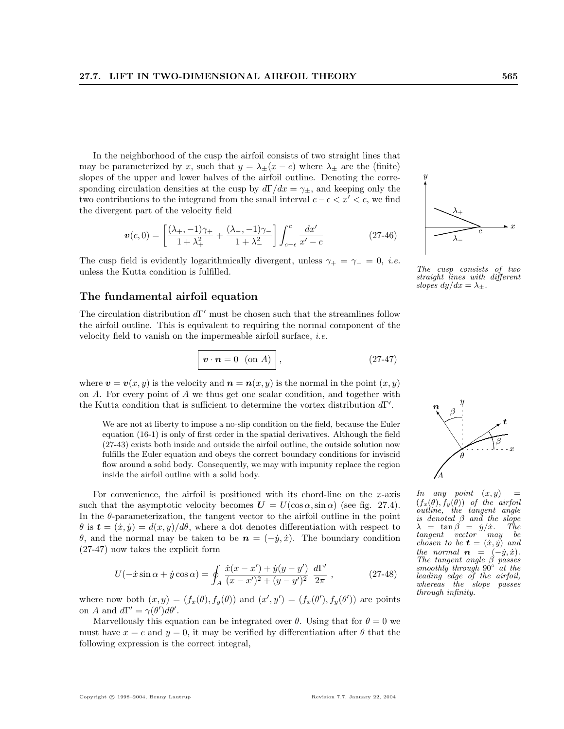In the neighborhood of the cusp the airfoil consists of two straight lines that may be parameterized by $x$, such that $y = \lambda_\pm(x - c)$ where $\lambda_\pm$ are the (finite) slopes of the upper and lower halves of the airfoil outline. Denoting the corresponding circulation densities at the cusp by $d\Gamma/dx = \gamma_\pm$, and keeping only the two contributions to the integrand from the small interval $c - \epsilon < x' < c$, we find the divergent part of the velocity field

$$\boldsymbol{v}(c, 0) = \left[\frac{(\lambda_+, -1)\gamma_+}{1 + \lambda_+^2} + \frac{(\lambda_-, -1)\gamma_-}{1 + \lambda_-^2}\right] \int_{c-\epsilon}^{c} \frac{dx'}{x' - c} \tag{27-46}$$

The cusp field is evidently logarithmically divergent, unless $\gamma_+ = \gamma_- = 0$, *i.e.* unless the Kutta condition is fulfilled.

*The cusp consists of two straight lines with different slopes $dy/dx = \lambda_\pm$.*

## The fundamental airfoil equation

The circulation distribution $d\Gamma'$ must be chosen such that the streamlines follow the airfoil outline. This is equivalent to requiring the normal component of the velocity field to vanish on the impermeable airfoil surface, *i.e.*

$$\boxed{\boldsymbol{v} \cdot \boldsymbol{n} = 0 \quad (\text{on } A)}\,, \tag{27-47}$$

where $\boldsymbol{v} = \boldsymbol{v}(x, y)$ is the velocity and $\boldsymbol{n} = \boldsymbol{n}(x, y)$ is the normal in the point $(x, y)$ on $A$. For every point of $A$ we thus get one scalar condition, and together with the Kutta condition that is sufficient to determine the vortex distribution $d\Gamma'$.

> We are not at liberty to impose a no-slip condition on the field, because the Euler equation (16-1) is only of first order in the spatial derivatives. Although the field (27-43) exists both inside and outside the airfoil outline, the outside solution now fulfills the Euler equation and obeys the correct boundary conditions for inviscid flow around a solid body. Consequently, we may with impunity replace the region inside the airfoil outline with a solid body.

For convenience, the airfoil is positioned with its chord-line on the $x$-axis such that the asymptotic velocity becomes $\boldsymbol{U} = U(\cos\alpha, \sin\alpha)$ (see fig. 27.4). In the $\theta$-parameterization, the tangent vector to the airfoil outline in the point $\theta$ is $\boldsymbol{t} = (\dot{x}, \dot{y}) = d(x, y)/d\theta$, where a dot denotes differentiation with respect to $\theta$, and the normal may be taken to be $\boldsymbol{n} = (-\dot{y}, \dot{x})$. The boundary condition (27-47) now takes the explicit form

$$U(-\dot{x}\sin\alpha + \dot{y}\cos\alpha) = \oint_A \frac{\dot{x}(x - x') + \dot{y}(y - y')}{(x - x')^2 + (y - y')^2}\, \frac{d\Gamma'}{2\pi}\,, \tag{27-48}$$

where now both $(x, y) = (f_x(\theta), f_y(\theta))$ and $(x', y') = (f_x(\theta'), f_y(\theta'))$ are points on $A$ and $d\Gamma' = \gamma(\theta')d\theta'$.

*In any point $(x, y) = (f_x(\theta), f_y(\theta))$ of the airfoil outline, the tangent angle is denoted $\beta$ and the slope $\lambda = \tan\beta = \dot{y}/\dot{x}$. The tangent vector may be chosen to be $\boldsymbol{t} = (\dot{x}, \dot{y})$ and the normal $\boldsymbol{n} = (-\dot{y}, \dot{x})$. The tangent angle $\beta$ passes smoothly through 90° at the leading edge of the airfoil, whereas the slope passes through infinity.*

Marvellously this equation can be integrated over $\theta$. Using that for $\theta = 0$ we must have $x = c$ and $y = 0$, it may be verified by differentiation after $\theta$ that the following expression is the correct integral,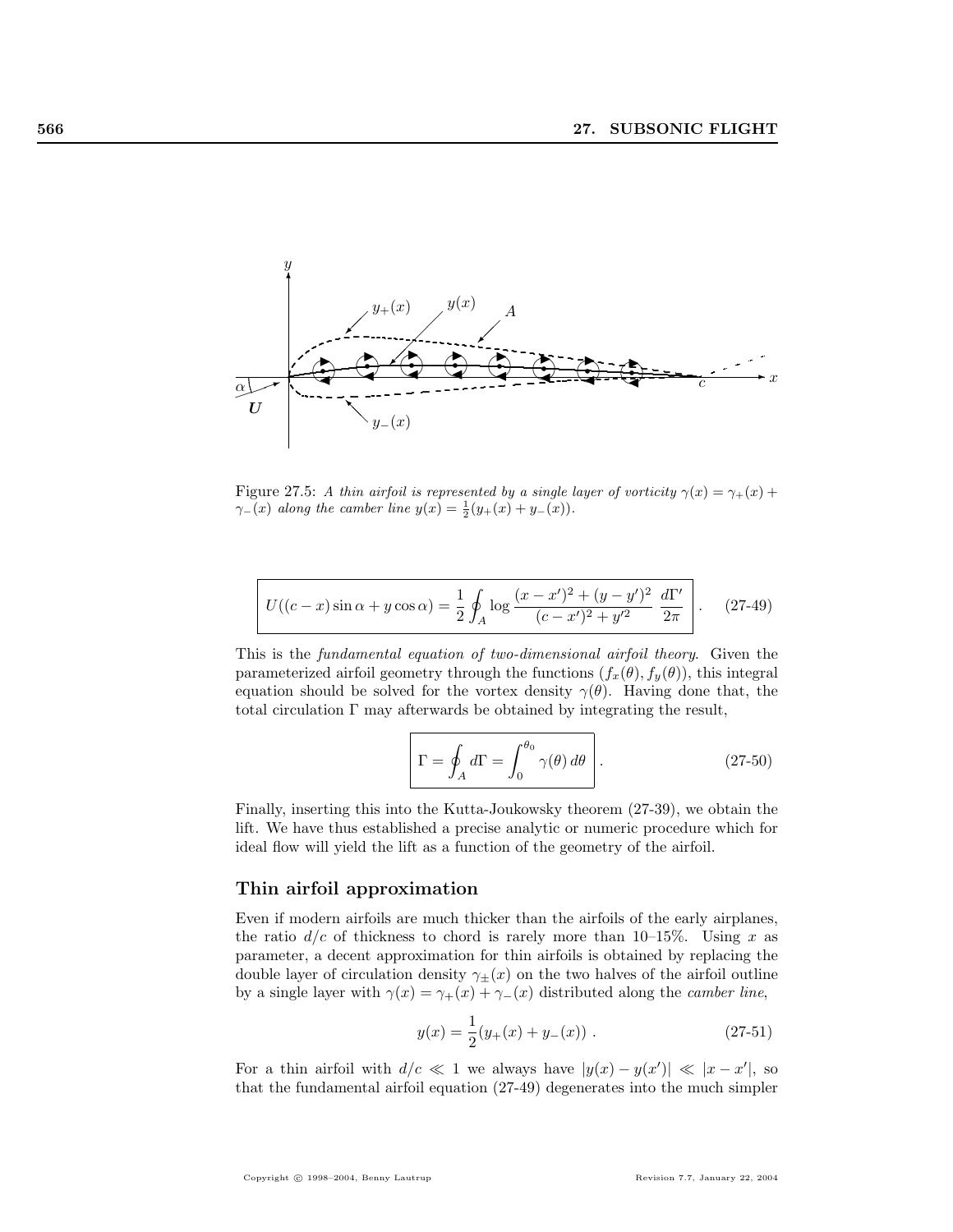Figure 27.5: *A thin airfoil is represented by a single layer of vorticity $\gamma(x) = \gamma_+(x) + \gamma_-(x)$ along the camber line $y(x) = \frac{1}{2}(y_+(x) + y_-(x))$.*

$$
\boxed{U((c-x)\sin\alpha + y\cos\alpha) = \frac{1}{2}\oint_A \log\frac{(x-x')^2 + (y-y')^2}{(c-x')^2 + y'^2}\,\frac{d\Gamma'}{2\pi}} \,. \qquad (27\text{-}49)
$$

This is the *fundamental equation of two-dimensional airfoil theory*. Given the parameterized airfoil geometry through the functions $(f_x(\theta), f_y(\theta))$, this integral equation should be solved for the vortex density $\gamma(\theta)$. Having done that, the total circulation $\Gamma$ may afterwards be obtained by integrating the result,

$$
\boxed{\Gamma = \oint_A d\Gamma = \int_0^{\theta_0} \gamma(\theta)\, d\theta} \,. \qquad (27\text{-}50)
$$

Finally, inserting this into the Kutta-Joukowsky theorem (27-39), we obtain the lift. We have thus established a precise analytic or numeric procedure which for ideal flow will yield the lift as a function of the geometry of the airfoil.

## Thin airfoil approximation

Even if modern airfoils are much thicker than the airfoils of the early airplanes, the ratio $d/c$ of thickness to chord is rarely more than 10–15%. Using $x$ as parameter, a decent approximation for thin airfoils is obtained by replacing the double layer of circulation density $\gamma_\pm(x)$ on the two halves of the airfoil outline by a single layer with $\gamma(x) = \gamma_+(x) + \gamma_-(x)$ distributed along the *camber line*,

$$
y(x) = \frac{1}{2}(y_+(x) + y_-(x)) \,. \qquad (27\text{-}51)
$$

For a thin airfoil with $d/c \ll 1$ we always have $|y(x) - y(x')| \ll |x - x'|$, so that the fundamental airfoil equation (27-49) degenerates into the much simpler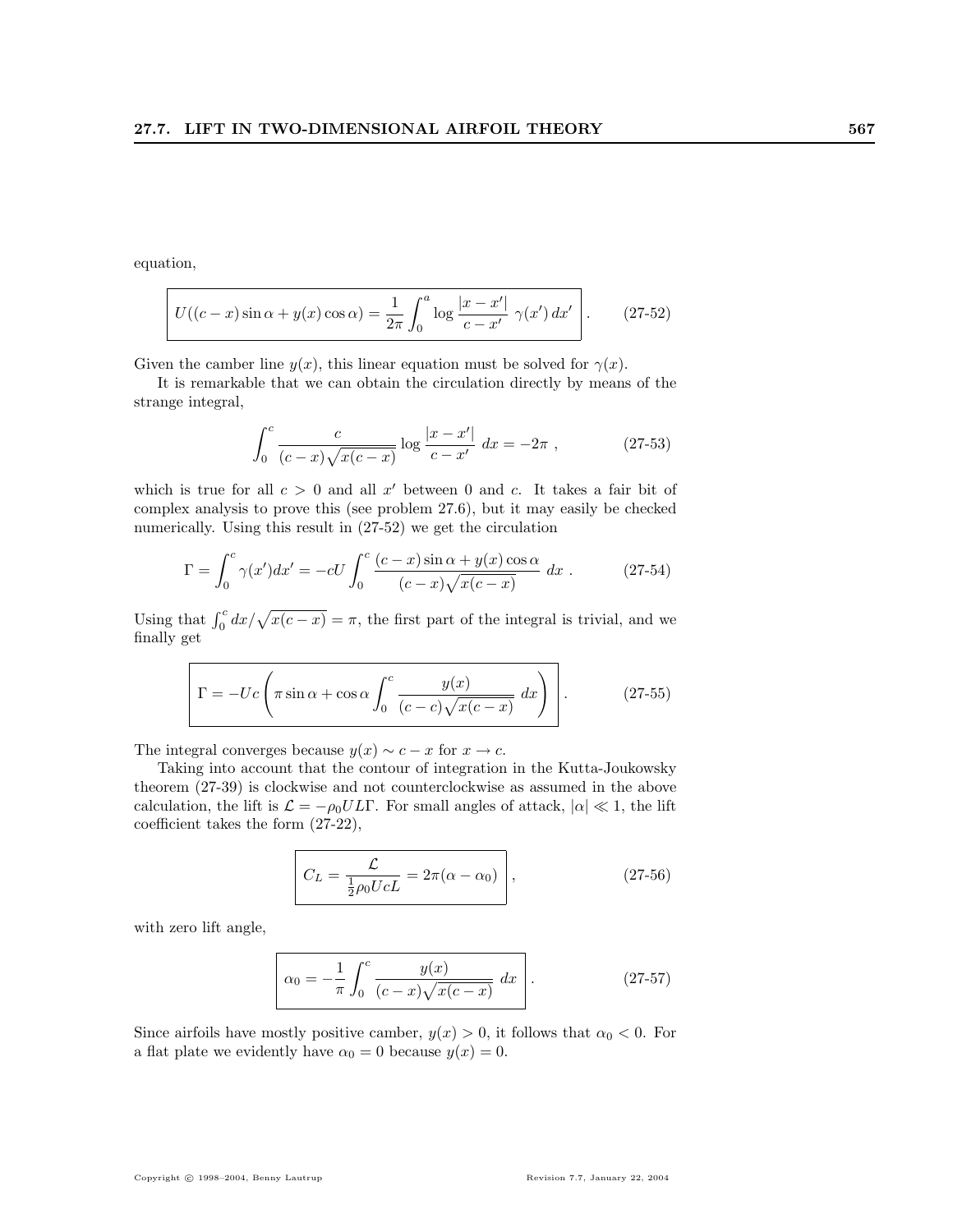equation,

$$\boxed{U((c-x)\sin\alpha + y(x)\cos\alpha) = \frac{1}{2\pi}\int_0^a \log\frac{|x-x'|}{c-x'}\;\gamma(x')\,dx'} \,. \qquad (27\text{-}52)$$

Given the camber line $y(x)$, this linear equation must be solved for $\gamma(x)$.

It is remarkable that we can obtain the circulation directly by means of the strange integral,

$$\int_0^c \frac{c}{(c-x)\sqrt{x(c-x)}}\log\frac{|x-x'|}{c-x'}\;dx = -2\pi\;, \qquad (27\text{-}53)$$

which is true for all $c > 0$ and all $x'$ between 0 and $c$. It takes a fair bit of complex analysis to prove this (see problem 27.6), but it may easily be checked numerically. Using this result in (27-52) we get the circulation

$$\Gamma = \int_0^c \gamma(x')dx' = -cU\int_0^c \frac{(c-x)\sin\alpha + y(x)\cos\alpha}{(c-x)\sqrt{x(c-x)}}\;dx\;. \qquad (27\text{-}54)$$

Using that $\int_0^c dx/\sqrt{x(c-x)} = \pi$, the first part of the integral is trivial, and we finally get

$$\boxed{\Gamma = -Uc\left(\pi\sin\alpha + \cos\alpha\int_0^c \frac{y(x)}{(c-c)\sqrt{x(c-x)}}\;dx\right)} \,. \qquad (27\text{-}55)$$

The integral converges because $y(x) \sim c - x$ for $x \to c$.

Taking into account that the contour of integration in the Kutta-Joukowsky theorem (27-39) is clockwise and not counterclockwise as assumed in the above calculation, the lift is $\mathcal{L} = -\rho_0 UL\Gamma$. For small angles of attack, $|\alpha| \ll 1$, the lift coefficient takes the form (27-22),

$$\boxed{C_L = \frac{\mathcal{L}}{\frac{1}{2}\rho_0 UcL} = 2\pi(\alpha - \alpha_0)} \,, \qquad (27\text{-}56)$$

with zero lift angle,

$$\boxed{\alpha_0 = -\frac{1}{\pi}\int_0^c \frac{y(x)}{(c-x)\sqrt{x(c-x)}}\;dx} \,. \qquad (27\text{-}57)$$

Since airfoils have mostly positive camber, $y(x) > 0$, it follows that $\alpha_0 < 0$. For a flat plate we evidently have $\alpha_0 = 0$ because $y(x) = 0$.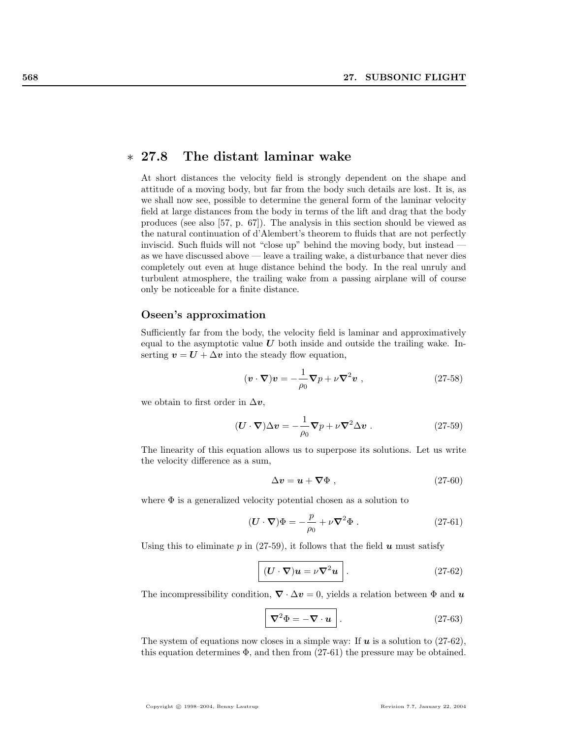## * 27.8 The distant laminar wake

At short distances the velocity field is strongly dependent on the shape and attitude of a moving body, but far from the body such details are lost. It is, as we shall now see, possible to determine the general form of the laminar velocity field at large distances from the body in terms of the lift and drag that the body produces (see also [57, p. 67]). The analysis in this section should be viewed as the natural continuation of d'Alembert's theorem to fluids that are not perfectly inviscid. Such fluids will not "close up" behind the moving body, but instead — as we have discussed above — leave a trailing wake, a disturbance that never dies completely out even at huge distance behind the body. In the real unruly and turbulent atmosphere, the trailing wake from a passing airplane will of course only be noticeable for a finite distance.

### Oseen's approximation

Sufficiently far from the body, the velocity field is laminar and approximatively equal to the asymptotic value $\boldsymbol{U}$ both inside and outside the trailing wake. Inserting $\boldsymbol{v} = \boldsymbol{U} + \Delta\boldsymbol{v}$ into the steady flow equation,

$$(\boldsymbol{v} \cdot \boldsymbol{\nabla})\boldsymbol{v} = -\frac{1}{\rho_0}\boldsymbol{\nabla} p + \nu \boldsymbol{\nabla}^2 \boldsymbol{v} \; , \tag{27-58}$$

we obtain to first order in $\Delta\boldsymbol{v}$,

$$(\boldsymbol{U} \cdot \boldsymbol{\nabla})\Delta\boldsymbol{v} = -\frac{1}{\rho_0}\boldsymbol{\nabla} p + \nu \boldsymbol{\nabla}^2 \Delta\boldsymbol{v} \; . \tag{27-59}$$

The linearity of this equation allows us to superpose its solutions. Let us write the velocity difference as a sum,

$$\Delta\boldsymbol{v} = \boldsymbol{u} + \boldsymbol{\nabla}\Phi \; , \tag{27-60}$$

where $\Phi$ is a generalized velocity potential chosen as a solution to

$$(\boldsymbol{U} \cdot \boldsymbol{\nabla})\Phi = -\frac{p}{\rho_0} + \nu \boldsymbol{\nabla}^2 \Phi \; . \tag{27-61}$$

Using this to eliminate $p$ in (27-59), it follows that the field $\boldsymbol{u}$ must satisfy

$$\boxed{(\boldsymbol{U} \cdot \boldsymbol{\nabla})\boldsymbol{u} = \nu \boldsymbol{\nabla}^2 \boldsymbol{u}} \; . \tag{27-62}$$

The incompressibility condition, $\boldsymbol{\nabla} \cdot \Delta\boldsymbol{v} = 0$, yields a relation between $\Phi$ and $\boldsymbol{u}$

$$\boxed{\boldsymbol{\nabla}^2 \Phi = -\boldsymbol{\nabla} \cdot \boldsymbol{u}} \; . \tag{27-63}$$

The system of equations now closes in a simple way: If $\boldsymbol{u}$ is a solution to (27-62), this equation determines $\Phi$, and then from (27-61) the pressure may be obtained.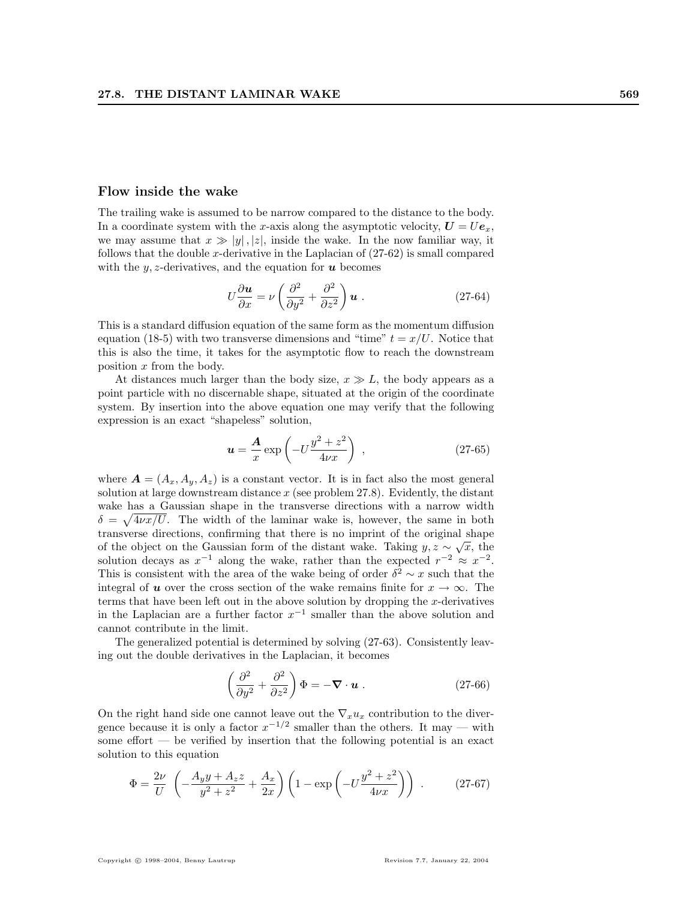### Flow inside the wake

The trailing wake is assumed to be narrow compared to the distance to the body. In a coordinate system with the $x$-axis along the asymptotic velocity, $\boldsymbol{U} = U\boldsymbol{e}_x$, we may assume that $x \gg |y|, |z|$, inside the wake. In the now familiar way, it follows that the double $x$-derivative in the Laplacian of (27-62) is small compared with the $y, z$-derivatives, and the equation for $\boldsymbol{u}$ becomes

$$U\frac{\partial \boldsymbol{u}}{\partial x} = \nu\left(\frac{\partial^2}{\partial y^2} + \frac{\partial^2}{\partial z^2}\right)\boldsymbol{u} \ . \tag{27-64}$$

This is a standard diffusion equation of the same form as the momentum diffusion equation (18-5) with two transverse dimensions and "time" $t = x/U$. Notice that this is also the time, it takes for the asymptotic flow to reach the downstream position $x$ from the body.

At distances much larger than the body size, $x \gg L$, the body appears as a point particle with no discernable shape, situated at the origin of the coordinate system. By insertion into the above equation one may verify that the following expression is an exact "shapeless" solution,

$$\boldsymbol{u} = \frac{\boldsymbol{A}}{x}\exp\left(-U\frac{y^2+z^2}{4\nu x}\right) \ , \tag{27-65}$$

where $\boldsymbol{A} = (A_x, A_y, A_z)$ is a constant vector. It is in fact also the most general solution at large downstream distance $x$ (see problem 27.8). Evidently, the distant wake has a Gaussian shape in the transverse directions with a narrow width $\delta = \sqrt{4\nu x/U}$. The width of the laminar wake is, however, the same in both transverse directions, confirming that there is no imprint of the original shape of the object on the Gaussian form of the distant wake. Taking $y, z \sim \sqrt{x}$, the solution decays as $x^{-1}$ along the wake, rather than the expected $r^{-2} \approx x^{-2}$. This is consistent with the area of the wake being of order $\delta^2 \sim x$ such that the integral of $\boldsymbol{u}$ over the cross section of the wake remains finite for $x \to \infty$. The terms that have been left out in the above solution by dropping the $x$-derivatives in the Laplacian are a further factor $x^{-1}$ smaller than the above solution and cannot contribute in the limit.

The generalized potential is determined by solving (27-63). Consistently leaving out the double derivatives in the Laplacian, it becomes

$$\left(\frac{\partial^2}{\partial y^2} + \frac{\partial^2}{\partial z^2}\right)\Phi = -\boldsymbol{\nabla}\cdot\boldsymbol{u} \ . \tag{27-66}$$

On the right hand side one cannot leave out the $\nabla_x u_x$ contribution to the divergence because it is only a factor $x^{-1/2}$ smaller than the others. It may — with some effort — be verified by insertion that the following potential is an exact solution to this equation

$$\Phi = \frac{2\nu}{U}\left(-\frac{A_y y + A_z z}{y^2+z^2} + \frac{A_x}{2x}\right)\left(1 - \exp\left(-U\frac{y^2+z^2}{4\nu x}\right)\right) \ . \tag{27-67}$$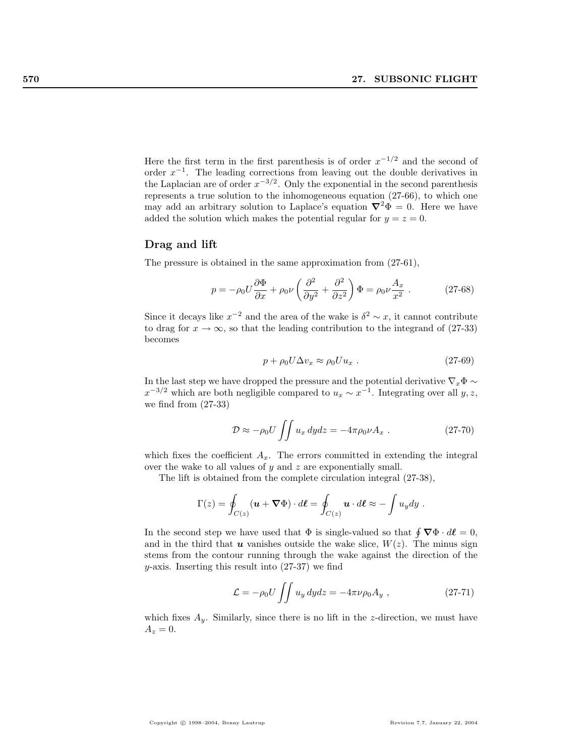Here the first term in the first parenthesis is of order $x^{-1/2}$ and the second of order $x^{-1}$. The leading corrections from leaving out the double derivatives in the Laplacian are of order $x^{-3/2}$. Only the exponential in the second parenthesis represents a true solution to the inhomogeneous equation (27-66), to which one may add an arbitrary solution to Laplace's equation $\boldsymbol{\nabla}^2\Phi = 0$. Here we have added the solution which makes the potential regular for $y = z = 0$.

## Drag and lift

The pressure is obtained in the same approximation from (27-61),

$$p = -\rho_0 U \frac{\partial \Phi}{\partial x} + \rho_0 \nu \left( \frac{\partial^2}{\partial y^2} + \frac{\partial^2}{\partial z^2} \right) \Phi = \rho_0 \nu \frac{A_x}{x^2} \; . \tag{27-68}$$

Since it decays like $x^{-2}$ and the area of the wake is $\delta^2 \sim x$, it cannot contribute to drag for $x \to \infty$, so that the leading contribution to the integrand of (27-33) becomes

$$p + \rho_0 U \Delta v_x \approx \rho_0 U u_x \; . \tag{27-69}$$

In the last step we have dropped the pressure and the potential derivative $\nabla_x \Phi \sim x^{-3/2}$ which are both negligible compared to $u_x \sim x^{-1}$. Integrating over all $y, z$, we find from (27-33)

$$\mathcal{D} \approx -\rho_0 U \iint u_x \, dydz = -4\pi \rho_0 \nu A_x \; . \tag{27-70}$$

which fixes the coefficient $A_x$. The errors committed in extending the integral over the wake to all values of $y$ and $z$ are exponentially small.

The lift is obtained from the complete circulation integral (27-38),

$$\Gamma(z) = \oint_{C(z)} (\boldsymbol{u} + \boldsymbol{\nabla}\Phi) \cdot d\boldsymbol{\ell} = \oint_{C(z)} \boldsymbol{u} \cdot d\boldsymbol{\ell} \approx -\int u_y dy \; .$$

In the second step we have used that $\Phi$ is single-valued so that $\oint \boldsymbol{\nabla}\Phi \cdot d\boldsymbol{\ell} = 0$, and in the third that $\boldsymbol{u}$ vanishes outside the wake slice, $W(z)$. The minus sign stems from the contour running through the wake against the direction of the $y$-axis. Inserting this result into (27-37) we find

$$\mathcal{L} = -\rho_0 U \iint u_y \, dydz = -4\pi \nu \rho_0 A_y \; , \tag{27-71}$$

which fixes $A_y$. Similarly, since there is no lift in the $z$-direction, we must have $A_z = 0$.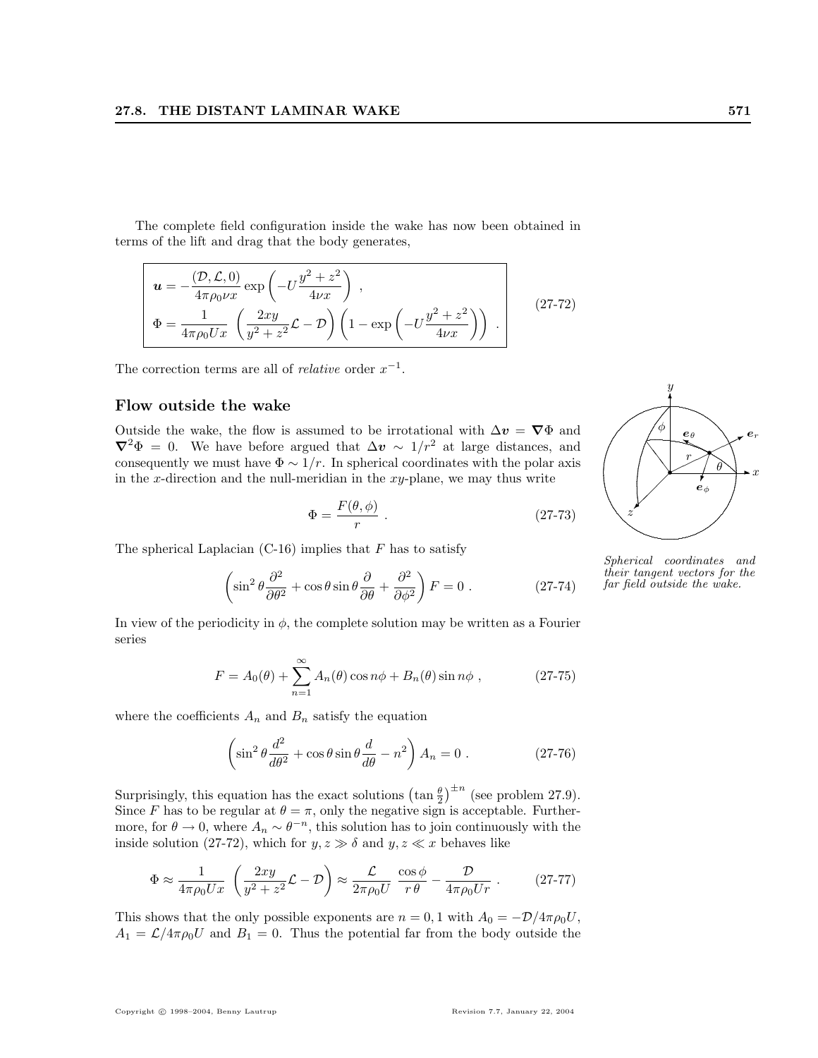The complete field configuration inside the wake has now been obtained in terms of the lift and drag that the body generates,

$$
\boxed{
\begin{aligned}
\boldsymbol{u} &= -\frac{(\mathcal{D}, \mathcal{L}, 0)}{4\pi\rho_0\nu x} \exp\left(-U\frac{y^2+z^2}{4\nu x}\right) , \\
\Phi &= \frac{1}{4\pi\rho_0 U x} \left(\frac{2xy}{y^2+z^2}\mathcal{L} - \mathcal{D}\right)\left(1 - \exp\left(-U\frac{y^2+z^2}{4\nu x}\right)\right) .
\end{aligned}
}
\tag{27-72}
$$

The correction terms are all of *relative* order $x^{-1}$.

### Flow outside the wake

Outside the wake, the flow is assumed to be irrotational with $\boldsymbol{\Delta v} = \boldsymbol{\nabla}\Phi$ and $\boldsymbol{\nabla}^2\Phi = 0$. We have before argued that $\boldsymbol{\Delta v} \sim 1/r^2$ at large distances, and consequently we must have $\Phi \sim 1/r$. In spherical coordinates with the polar axis in the $x$-direction and the null-meridian in the $xy$-plane, we may thus write

$$
\Phi = \frac{F(\theta, \phi)}{r} . \tag{27-73}
$$

*Spherical coordinates and their tangent vectors for the far field outside the wake.*

The spherical Laplacian (C-16) implies that $F$ has to satisfy

$$
\left(\sin^2\theta\frac{\partial^2}{\partial\theta^2} + \cos\theta\sin\theta\frac{\partial}{\partial\theta} + \frac{\partial^2}{\partial\phi^2}\right)F = 0 . \tag{27-74}
$$

In view of the periodicity in $\phi$, the complete solution may be written as a Fourier series

$$
F = A_0(\theta) + \sum_{n=1}^{\infty} A_n(\theta)\cos n\phi + B_n(\theta)\sin n\phi , \tag{27-75}
$$

where the coefficients $A_n$ and $B_n$ satisfy the equation

$$
\left(\sin^2\theta\frac{d^2}{d\theta^2} + \cos\theta\sin\theta\frac{d}{d\theta} - n^2\right)A_n = 0 . \tag{27-76}
$$

Surprisingly, this equation has the exact solutions $\left(\tan\frac{\theta}{2}\right)^{\pm n}$ (see problem 27.9). Since $F$ has to be regular at $\theta = \pi$, only the negative sign is acceptable. Furthermore, for $\theta \to 0$, where $A_n \sim \theta^{-n}$, this solution has to join continuously with the inside solution (27-72), which for $y, z \gg \delta$ and $y, z \ll x$ behaves like

$$
\Phi \approx \frac{1}{4\pi\rho_0 U x}\left(\frac{2xy}{y^2+z^2}\mathcal{L} - \mathcal{D}\right) \approx \frac{\mathcal{L}}{2\pi\rho_0 U}\,\frac{\cos\phi}{r\,\theta} - \frac{\mathcal{D}}{4\pi\rho_0 U r} . \tag{27-77}
$$

This shows that the only possible exponents are $n = 0, 1$ with $A_0 = -\mathcal{D}/4\pi\rho_0 U$, $A_1 = \mathcal{L}/4\pi\rho_0 U$ and $B_1 = 0$. Thus the potential far from the body outside the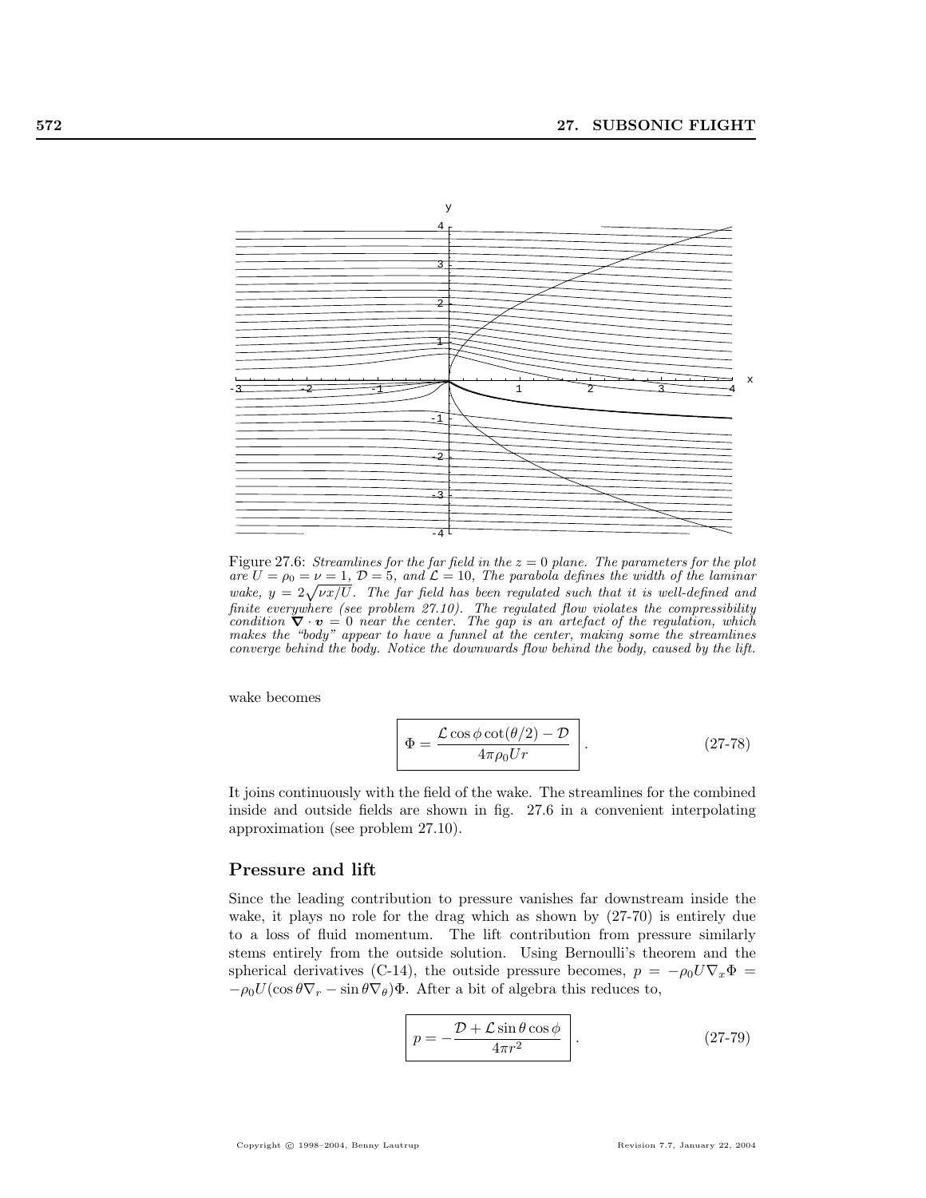Figure 27.6: *Streamlines for the far field in the $z = 0$ plane. The parameters for the plot are $U = \rho_0 = \nu = 1$, $\mathcal{D} = 5$, and $\mathcal{L} = 10$, The parabola defines the width of the laminar wake, $y = 2\sqrt{\nu x/U}$. The far field has been regulated such that it is well-defined and finite everywhere (see problem 27.10). The regulated flow violates the compressibility condition $\boldsymbol{\nabla} \cdot \boldsymbol{v} = 0$ near the center. The gap is an artefact of the regulation, which makes the "body" appear to have a funnel at the center, making some the streamlines converge behind the body. Notice the downwards flow behind the body, caused by the lift.*

wake becomes

$$\Phi = \frac{\mathcal{L}\cos\phi\cot(\theta/2) - \mathcal{D}}{4\pi\rho_0 U r}. \tag{27-78}$$

It joins continuously with the field of the wake. The streamlines for the combined inside and outside fields are shown in fig. 27.6 in a convenient interpolating approximation (see problem 27.10).

## Pressure and lift

Since the leading contribution to pressure vanishes far downstream inside the wake, it plays no role for the drag which as shown by (27-70) is entirely due to a loss of fluid momentum. The lift contribution from pressure similarly stems entirely from the outside solution. Using Bernoulli's theorem and the spherical derivatives (C-14), the outside pressure becomes, $p = -\rho_0 U \nabla_x \Phi = -\rho_0 U(\cos\theta\nabla_r - \sin\theta\nabla_\theta)\Phi$. After a bit of algebra this reduces to,

$$p = -\frac{\mathcal{D} + \mathcal{L}\sin\theta\cos\phi}{4\pi r^2}. \tag{27-79}$$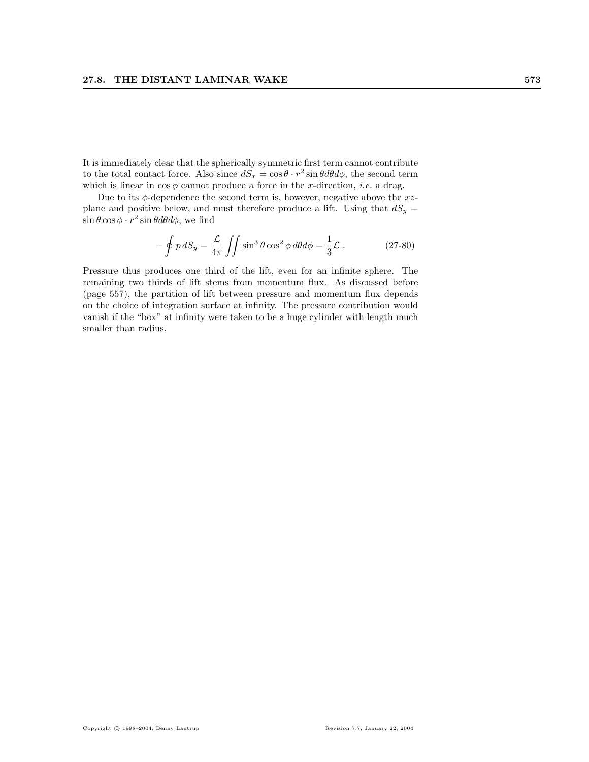It is immediately clear that the spherically symmetric first term cannot contribute to the total contact force. Also since $dS_x = \cos\theta \cdot r^2 \sin\theta d\theta d\phi$, the second term which is linear in $\cos\phi$ cannot produce a force in the $x$-direction, *i.e.* a drag.

Due to its $\phi$-dependence the second term is, however, negative above the $xz$-plane and positive below, and must therefore produce a lift. Using that $dS_y = \sin\theta\cos\phi \cdot r^2 \sin\theta d\theta d\phi$, we find

$$-\oint p\, dS_y = \frac{\mathcal{L}}{4\pi} \iint \sin^3\theta \cos^2\phi \, d\theta d\phi = \frac{1}{3}\mathcal{L} \,. \tag{27-80}$$

Pressure thus produces one third of the lift, even for an infinite sphere. The remaining two thirds of lift stems from momentum flux. As discussed before (page 557), the partition of lift between pressure and momentum flux depends on the choice of integration surface at infinity. The pressure contribution would vanish if the "box" at infinity were taken to be a huge cylinder with length much smaller than radius.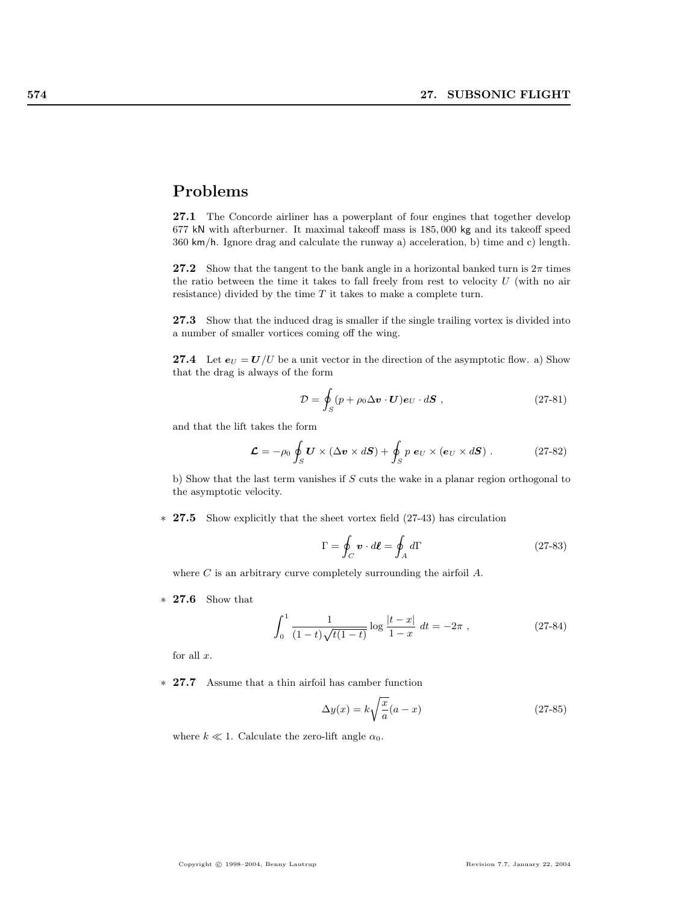## Problems

**27.1** The Concorde airliner has a powerplant of four engines that together develop 677 kN with afterburner. It maximal takeoff mass is 185,000 kg and its takeoff speed 360 km/h. Ignore drag and calculate the runway a) acceleration, b) time and c) length.

**27.2** Show that the tangent to the bank angle in a horizontal banked turn is $2\pi$ times the ratio between the time it takes to fall freely from rest to velocity $U$ (with no air resistance) divided by the time $T$ it takes to make a complete turn.

**27.3** Show that the induced drag is smaller if the single trailing vortex is divided into a number of smaller vortices coming off the wing.

**27.4** Let $\boldsymbol{e}_U = \boldsymbol{U}/U$ be a unit vector in the direction of the asymptotic flow. a) Show that the drag is always of the form

$$\mathcal{D} = \oint_S (p + \rho_0 \Delta\boldsymbol{v} \cdot \boldsymbol{U}) \boldsymbol{e}_U \cdot d\boldsymbol{S} \ , \tag{27-81}$$

and that the lift takes the form

$$\boldsymbol{\mathcal{L}} = -\rho_0 \oint_S \boldsymbol{U} \times (\Delta\boldsymbol{v} \times d\boldsymbol{S}) + \oint_S p \ \boldsymbol{e}_U \times (\boldsymbol{e}_U \times d\boldsymbol{S}) \ . \tag{27-82}$$

b) Show that the last term vanishes if $S$ cuts the wake in a planar region orthogonal to the asymptotic velocity.

\* **27.5** Show explicitly that the sheet vortex field (27-43) has circulation

$$\Gamma = \oint_C \boldsymbol{v} \cdot d\boldsymbol{\ell} = \oint_A d\Gamma \tag{27-83}$$

where $C$ is an arbitrary curve completely surrounding the airfoil $A$.

\* **27.6** Show that

$$\int_0^1 \frac{1}{(1-t)\sqrt{t(1-t)}} \log \frac{|t-x|}{1-x} \ dt = -2\pi \ , \tag{27-84}$$

for all $x$.

\* **27.7** Assume that a thin airfoil has camber function

$$\Delta y(x) = k\sqrt{\frac{x}{a}}(a-x) \tag{27-85}$$

where $k \ll 1$. Calculate the zero-lift angle $\alpha_0$.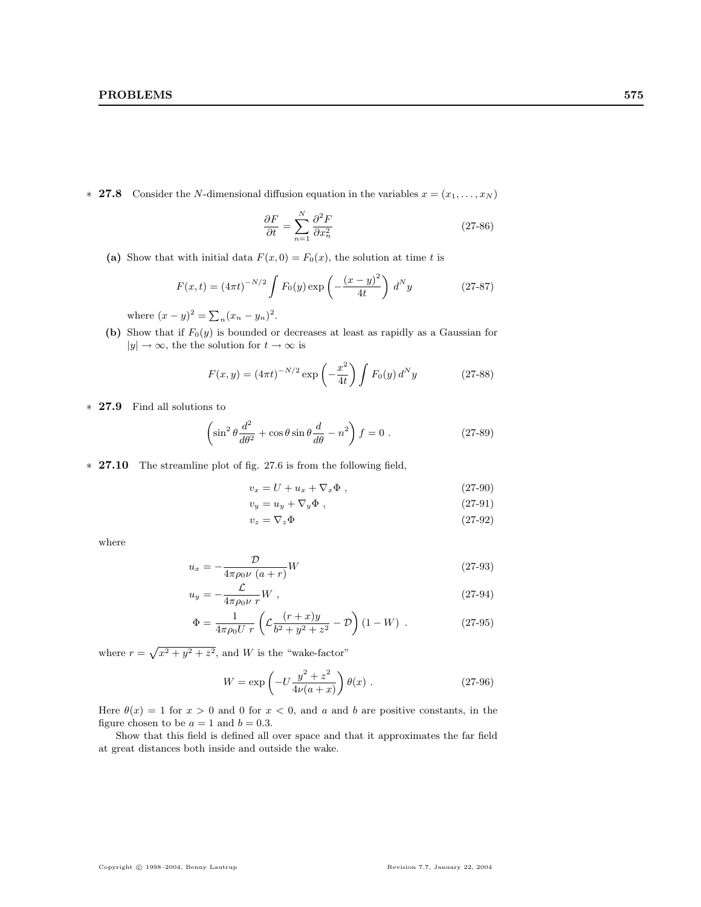∗ **27.8** Consider the $N$-dimensional diffusion equation in the variables $x = (x_1, \ldots, x_N)$

$$\frac{\partial F}{\partial t} = \sum_{n=1}^{N} \frac{\partial^2 F}{\partial x_n^2} \tag{27-86}$$

**(a)** Show that with initial data $F(x, 0) = F_0(x)$, the solution at time $t$ is

$$F(x,t) = (4\pi t)^{-N/2} \int F_0(y) \exp\left(-\frac{(x-y)^2}{4t}\right) d^N y \tag{27-87}$$

where $(x-y)^2 = \sum_n (x_n - y_n)^2$.

**(b)** Show that if $F_0(y)$ is bounded or decreases at least as rapidly as a Gaussian for $|y| \to \infty$, the the solution for $t \to \infty$ is

$$F(x,y) = (4\pi t)^{-N/2} \exp\left(-\frac{x^2}{4t}\right) \int F_0(y)\, d^N y \tag{27-88}$$

∗ **27.9** Find all solutions to

$$\left(\sin^2\theta \frac{d^2}{d\theta^2} + \cos\theta \sin\theta \frac{d}{d\theta} - n^2\right) f = 0\ . \tag{27-89}$$

∗ **27.10** The streamline plot of fig. 27.6 is from the following field,

$$v_x = U + u_x + \nabla_x \Phi\ , \tag{27-90}$$

$$v_y = u_y + \nabla_y \Phi\ , \tag{27-91}$$

$$v_z = \nabla_z \Phi \tag{27-92}$$

where

$$u_x = -\frac{\mathcal{D}}{4\pi\rho_0 \nu\ (a+r)} W \tag{27-93}$$

$$u_y = -\frac{\mathcal{L}}{4\pi\rho_0 \nu\ r} W\ , \tag{27-94}$$

$$\Phi = \frac{1}{4\pi\rho_0 U\ r}\left(\mathcal{L}\frac{(r+x)y}{b^2+y^2+z^2} - \mathcal{D}\right)(1-W)\ . \tag{27-95}$$

where $r = \sqrt{x^2+y^2+z^2}$, and $W$ is the "wake-factor"

$$W = \exp\left(-U\frac{y^2+z^2}{4\nu(a+x)}\right)\theta(x)\ . \tag{27-96}$$

Here $\theta(x) = 1$ for $x > 0$ and 0 for $x < 0$, and $a$ and $b$ are positive constants, in the figure chosen to be $a = 1$ and $b = 0.3$.

Show that this field is defined all over space and that it approximates the far field at great distances both inside and outside the wake.